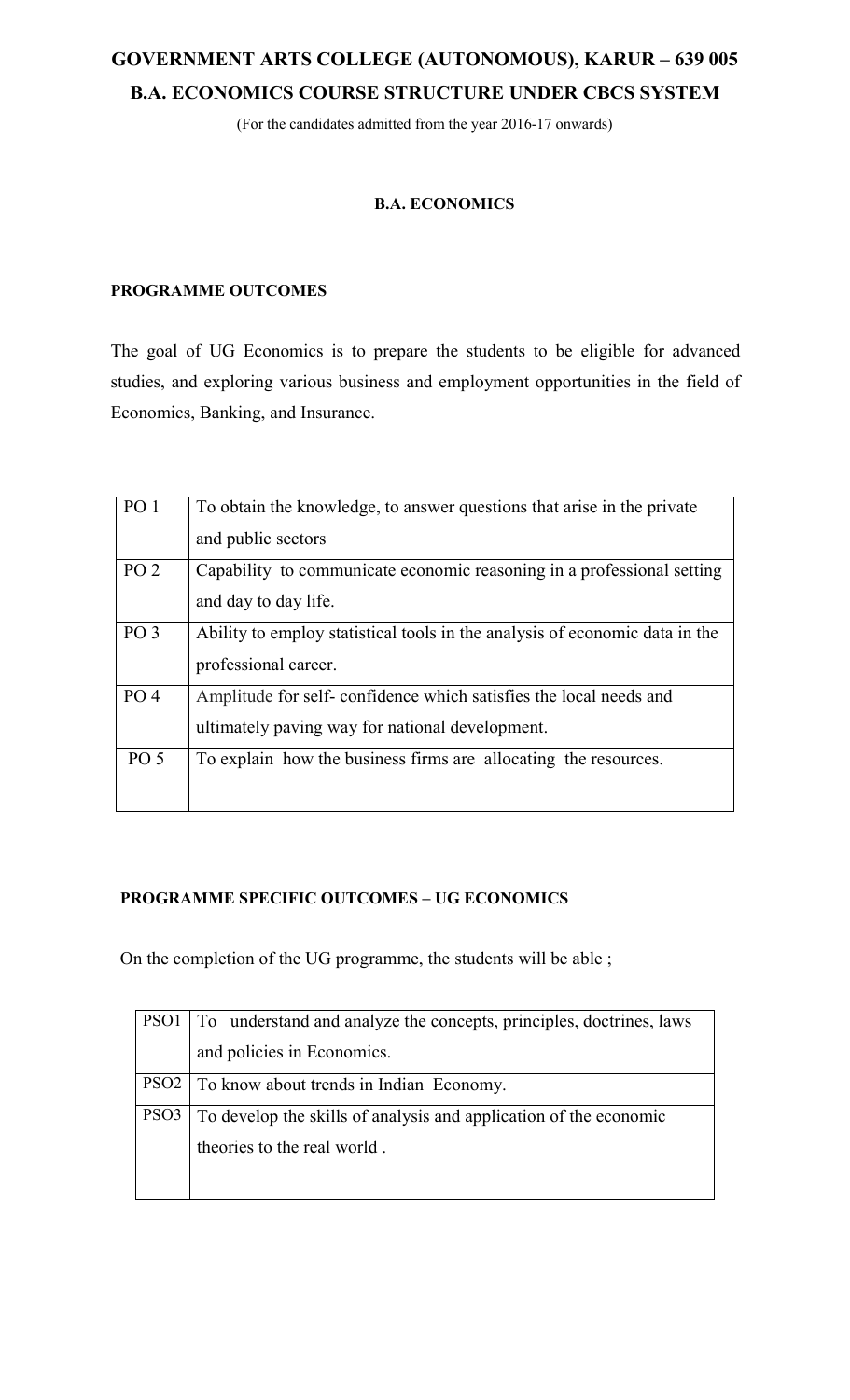# GOVERNMENT ARTS COLLEGE (AUTONOMOUS), KARUR – 639 005

## B.A. ECONOMICS COURSE STRUCTURE UNDER CBCS SYSTEM

(For the candidates admitted from the year 2016-17 onwards)

### B.A. ECONOMICS

### PROGRAMME OUTCOMES

The goal of UG Economics is to prepare the students to be eligible for advanced studies, and exploring various business and employment opportunities in the field of Economics, Banking, and Insurance.

| | |
|---|---|
| PO 1 | To obtain the knowledge, to answer questions that arise in the private and public sectors |
| PO 2 | Capability to communicate economic reasoning in a professional setting and day to day life. |
| PO 3 | Ability to employ statistical tools in the analysis of economic data in the professional career. |
| PO 4 | Amplitude for self- confidence which satisfies the local needs and ultimately paving way for national development. |
| PO 5 | To explain how the business firms are allocating the resources. |

### PROGRAMME SPECIFIC OUTCOMES – UG ECONOMICS

On the completion of the UG programme, the students will be able ;

| | |
|---|---|
| PSO1 | To understand and analyze the concepts, principles, doctrines, laws and policies in Economics. |
| PSO2 | To know about trends in Indian Economy. |
| PSO3 | To develop the skills of analysis and application of the economic theories to the real world . |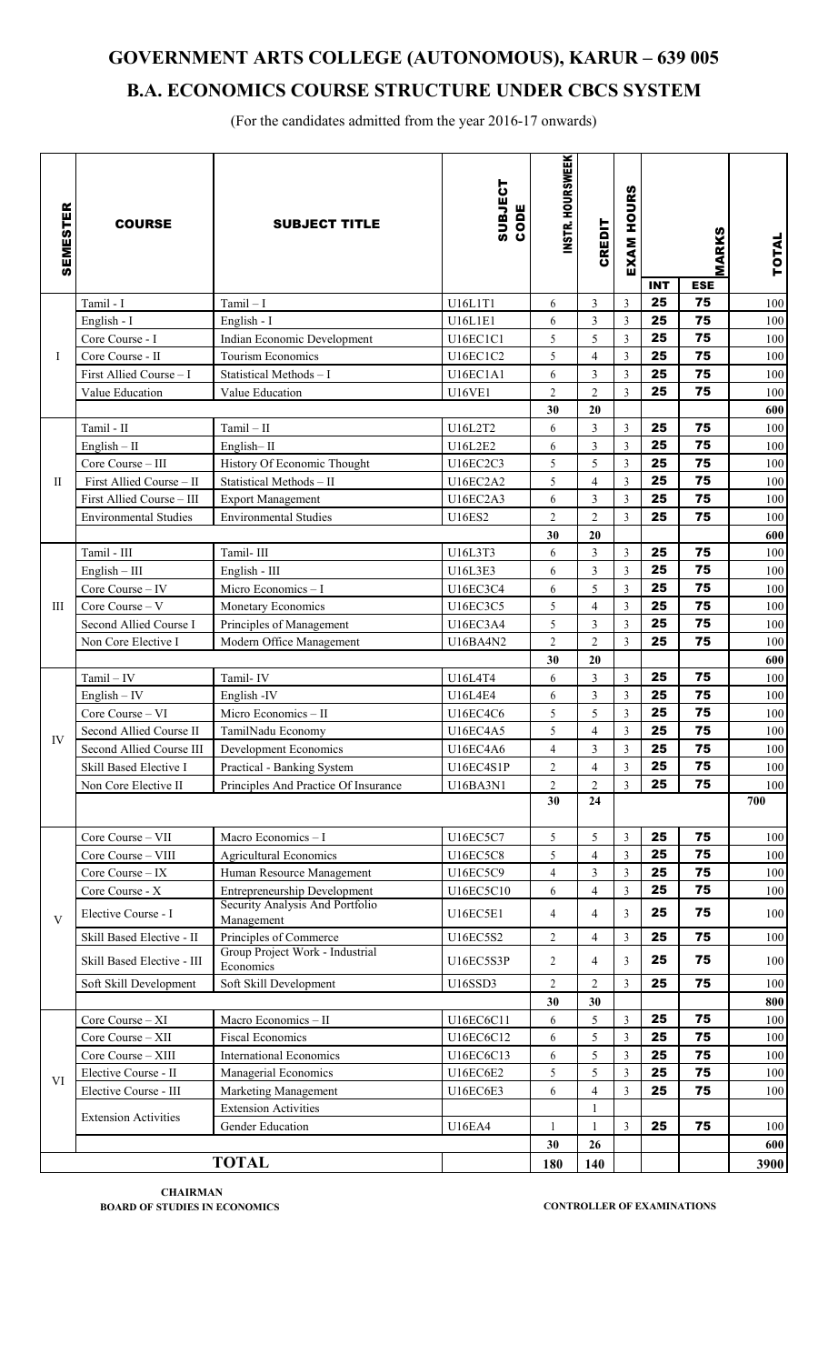# GOVERNMENT ARTS COLLEGE (AUTONOMOUS), KARUR – 639 005

## B.A. ECONOMICS COURSE STRUCTURE UNDER CBCS SYSTEM

(For the candidates admitted from the year 2016-17 onwards)

| SEMESTER | COURSE | SUBJECT TITLE | SUBJECT CODE | INSTR. HOURSWEEK | CREDIT | EXAM HOURS | MARKS | | TOTAL |
|---|---|---|---|---|---|---|---|---|---|
| | | | | | | | INT | ESE | |
| I | Tamil - I | Tamil – I | U16L1T1 | 6 | 3 | 3 | 25 | 75 | 100 |
| | English - I | English - I | U16L1E1 | 6 | 3 | 3 | 25 | 75 | 100 |
| | Core Course - I | Indian Economic Development | U16EC1C1 | 5 | 5 | 3 | 25 | 75 | 100 |
| | Core Course - II | Tourism Economics | U16EC1C2 | 5 | 4 | 3 | 25 | 75 | 100 |
| | First Allied Course – I | Statistical Methods – I | U16EC1A1 | 6 | 3 | 3 | 25 | 75 | 100 |
| | Value Education | Value Education | U16VE1 | 2 | 2 | 3 | 25 | 75 | 100 |
| | | | | **30** | **20** | | | | **600** |
| II | Tamil - II | Tamil – II | U16L2T2 | 6 | 3 | 3 | 25 | 75 | 100 |
| | English – II | English– II | U16L2E2 | 6 | 3 | 3 | 25 | 75 | 100 |
| | Core Course – III | History Of Economic Thought | U16EC2C3 | 5 | 5 | 3 | 25 | 75 | 100 |
| | First Allied Course – II | Statistical Methods – II | U16EC2A2 | 5 | 4 | 3 | 25 | 75 | 100 |
| | First Allied Course – III | Export Management | U16EC2A3 | 6 | 3 | 3 | 25 | 75 | 100 |
| | Environmental Studies | Environmental Studies | U16ES2 | 2 | 2 | 3 | 25 | 75 | 100 |
| | | | | **30** | **20** | | | | **600** |
| III | Tamil - III | Tamil- III | U16L3T3 | 6 | 3 | 3 | 25 | 75 | 100 |
| | English – III | English - III | U16L3E3 | 6 | 3 | 3 | 25 | 75 | 100 |
| | Core Course – IV | Micro Economics – I | U16EC3C4 | 6 | 5 | 3 | 25 | 75 | 100 |
| | Core Course – V | Monetary Economics | U16EC3C5 | 5 | 4 | 3 | 25 | 75 | 100 |
| | Second Allied Course I | Principles of Management | U16EC3A4 | 5 | 3 | 3 | 25 | 75 | 100 |
| | Non Core Elective I | Modern Office Management | U16BA4N2 | 2 | 2 | 3 | 25 | 75 | 100 |
| | | | | **30** | **20** | | | | **600** |
| IV | Tamil – IV | Tamil- IV | U16L4T4 | 6 | 3 | 3 | 25 | 75 | 100 |
| | English – IV | English -IV | U16L4E4 | 6 | 3 | 3 | 25 | 75 | 100 |
| | Core Course – VI | Micro Economics – II | U16EC4C6 | 5 | 5 | 3 | 25 | 75 | 100 |
| | Second Allied Course II | TamilNadu Economy | U16EC4A5 | 5 | 4 | 3 | 25 | 75 | 100 |
| | Second Allied Course III | Development Economics | U16EC4A6 | 4 | 3 | 3 | 25 | 75 | 100 |
| | Skill Based Elective I | Practical - Banking System | U16EC4S1P | 2 | 4 | 3 | 25 | 75 | 100 |
| | Non Core Elective II | Principles And Practice Of Insurance | U16BA3N1 | 2 | 2 | 3 | 25 | 75 | 100 |
| | | | | **30** | **24** | | | | **700** |
| V | Core Course – VII | Macro Economics – I | U16EC5C7 | 5 | 5 | 3 | 25 | 75 | 100 |
| | Core Course – VIII | Agricultural Economics | U16EC5C8 | 5 | 4 | 3 | 25 | 75 | 100 |
| | Core Course – IX | Human Resource Management | U16EC5C9 | 4 | 3 | 3 | 25 | 75 | 100 |
| | Core Course - X | Entrepreneurship Development | U16EC5C10 | 6 | 4 | 3 | 25 | 75 | 100 |
| | Elective Course - I | Security Analysis And Portfolio Management | U16EC5E1 | 4 | 4 | 3 | 25 | 75 | 100 |
| | Skill Based Elective - II | Principles of Commerce | U16EC5S2 | 2 | 4 | 3 | 25 | 75 | 100 |
| | Skill Based Elective - III | Group Project Work - Industrial Economics | U16EC5S3P | 2 | 4 | 3 | 25 | 75 | 100 |
| | Soft Skill Development | Soft Skill Development | U16SSD3 | 2 | 2 | 3 | 25 | 75 | 100 |
| | | | | **30** | **30** | | | | **800** |
| VI | Core Course – XI | Macro Economics – II | U16EC6C11 | 6 | 5 | 3 | 25 | 75 | 100 |
| | Core Course – XII | Fiscal Economics | U16EC6C12 | 6 | 5 | 3 | 25 | 75 | 100 |
| | Core Course – XIII | International Economics | U16EC6C13 | 6 | 5 | 3 | 25 | 75 | 100 |
| | Elective Course - II | Managerial Economics | U16EC6E2 | 5 | 5 | 3 | 25 | 75 | 100 |
| | Elective Course - III | Marketing Management | U16EC6E3 | 6 | 4 | 3 | 25 | 75 | 100 |
| | Extension Activities | Extension Activities | | | 1 | | | | |
| | | Gender Education | U16EA4 | 1 | 1 | 3 | 25 | 75 | 100 |
| | | | | **30** | **26** | | | | **600** |
| **TOTAL** | | | | **180** | **140** | | | | **3900** |

**CHAIRMAN**
**BOARD OF STUDIES IN ECONOMICS**

**CONTROLLER OF EXAMINATIONS**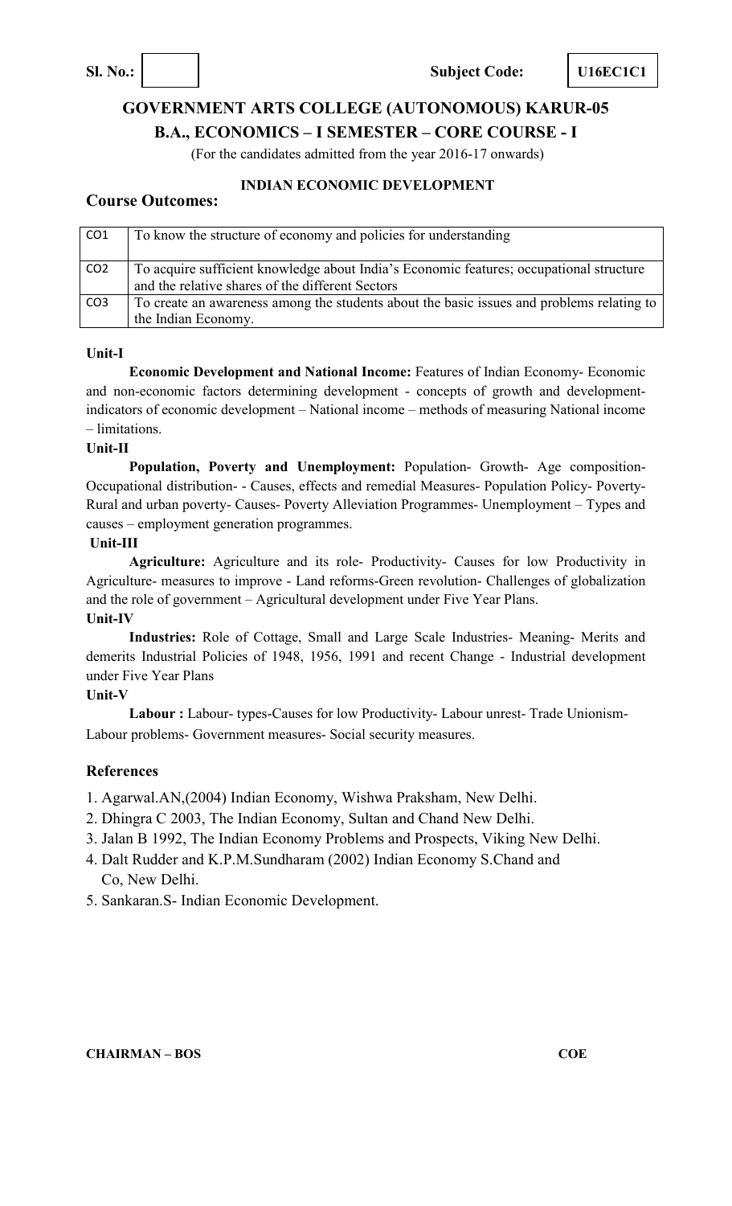**Sl. No.:** | | **Subject Code:** **U16EC1C1**

## GOVERNMENT ARTS COLLEGE (AUTONOMOUS) KARUR-05

## B.A., ECONOMICS – I SEMESTER – CORE COURSE - I

(For the candidates admitted from the year 2016-17 onwards)

### INDIAN ECONOMIC DEVELOPMENT

### Course Outcomes:

| CO1 | To know the structure of economy and policies for understanding |
|---|---|
| CO2 | To acquire sufficient knowledge about India's Economic features; occupational structure and the relative shares of the different Sectors |
| CO3 | To create an awareness among the students about the basic issues and problems relating to the Indian Economy. |

**Unit-I**

**Economic Development and National Income:** Features of Indian Economy- Economic and non-economic factors determining development - concepts of growth and development- indicators of economic development – National income – methods of measuring National income – limitations.

**Unit-II**

**Population, Poverty and Unemployment:** Population- Growth- Age composition- Occupational distribution- - Causes, effects and remedial Measures- Population Policy- Poverty- Rural and urban poverty- Causes- Poverty Alleviation Programmes- Unemployment – Types and causes – employment generation programmes.

**Unit-III**

**Agriculture:** Agriculture and its role- Productivity- Causes for low Productivity in Agriculture- measures to improve - Land reforms-Green revolution- Challenges of globalization and the role of government – Agricultural development under Five Year Plans.

**Unit-IV**

**Industries:** Role of Cottage, Small and Large Scale Industries- Meaning- Merits and demerits Industrial Policies of 1948, 1956, 1991 and recent Change - Industrial development under Five Year Plans

**Unit-V**

**Labour :** Labour- types-Causes for low Productivity- Labour unrest- Trade Unionism- Labour problems- Government measures- Social security measures.

### References

1. Agarwal.AN,(2004) Indian Economy, Wishwa Praksham, New Delhi.
2. Dhingra C 2003, The Indian Economy, Sultan and Chand New Delhi.
3. Jalan B 1992, The Indian Economy Problems and Prospects, Viking New Delhi.
4. Dalt Rudder and K.P.M.Sundharam (2002) Indian Economy S.Chand and Co, New Delhi.
5. Sankaran.S- Indian Economic Development.

**CHAIRMAN – BOS** **COE**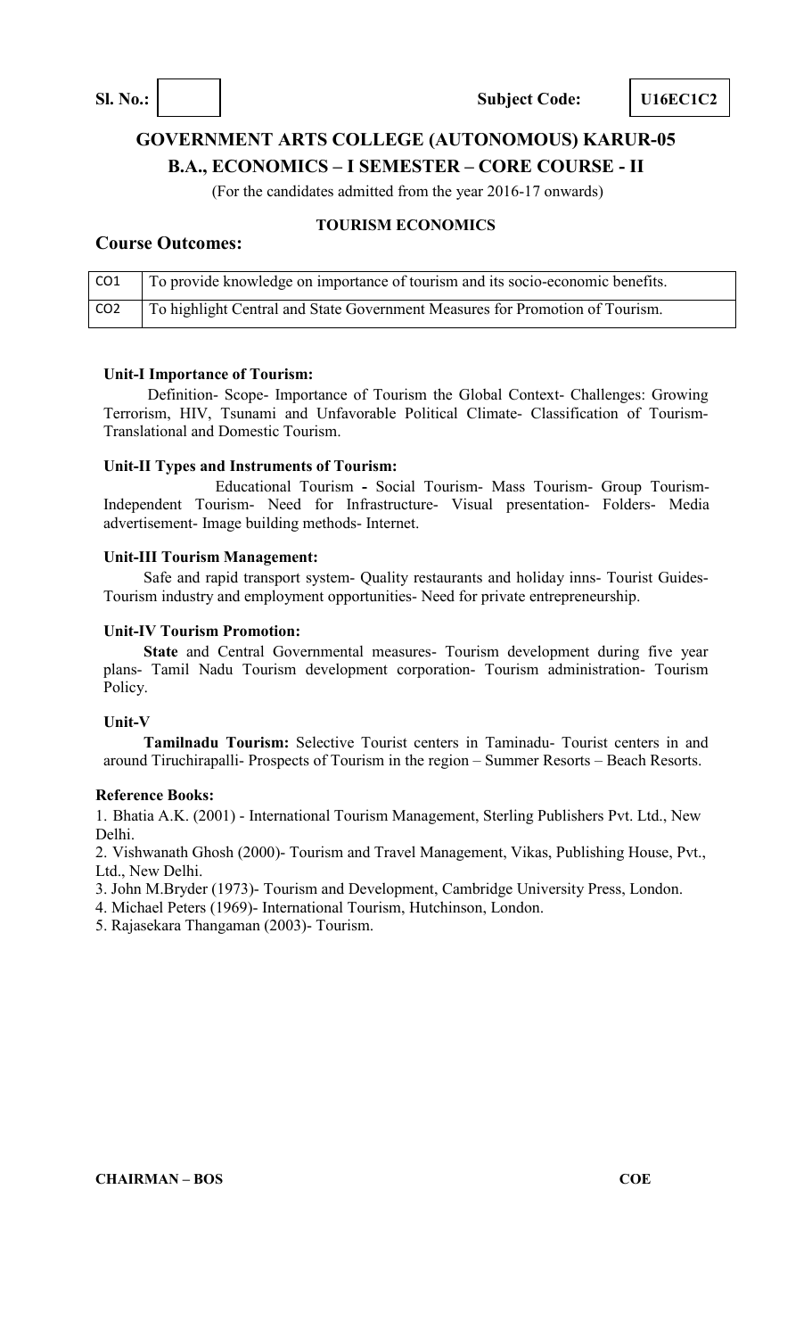**Sl. No.:** | | **Subject Code:** **U16EC1C2**

## GOVERNMENT ARTS COLLEGE (AUTONOMOUS) KARUR-05

## B.A., ECONOMICS – I SEMESTER – CORE COURSE - II

(For the candidates admitted from the year 2016-17 onwards)

### TOURISM ECONOMICS

### Course Outcomes:

| CO1 | To provide knowledge on importance of tourism and its socio-economic benefits. |
|---|---|
| CO2 | To highlight Central and State Government Measures for Promotion of Tourism. |

**Unit-I Importance of Tourism:**

Definition- Scope- Importance of Tourism the Global Context- Challenges: Growing Terrorism, HIV, Tsunami and Unfavorable Political Climate- Classification of Tourism- Translational and Domestic Tourism.

**Unit-II Types and Instruments of Tourism:**

Educational Tourism **-** Social Tourism- Mass Tourism- Group Tourism- Independent Tourism- Need for Infrastructure- Visual presentation- Folders- Media advertisement- Image building methods- Internet.

**Unit-III Tourism Management:**

Safe and rapid transport system- Quality restaurants and holiday inns- Tourist Guides- Tourism industry and employment opportunities- Need for private entrepreneurship.

**Unit-IV Tourism Promotion:**

**State** and Central Governmental measures- Tourism development during five year plans- Tamil Nadu Tourism development corporation- Tourism administration- Tourism Policy.

**Unit-V**

**Tamilnadu Tourism:** Selective Tourist centers in Taminadu- Tourist centers in and around Tiruchirapalli- Prospects of Tourism in the region – Summer Resorts – Beach Resorts.

**Reference Books:**

1. Bhatia A.K. (2001) - International Tourism Management, Sterling Publishers Pvt. Ltd., New Delhi.
2. Vishwanath Ghosh (2000)- Tourism and Travel Management, Vikas, Publishing House, Pvt., Ltd., New Delhi.
3. John M.Bryder (1973)- Tourism and Development, Cambridge University Press, London.
4. Michael Peters (1969)- International Tourism, Hutchinson, London.
5. Rajasekara Thangaman (2003)- Tourism.

**CHAIRMAN – BOS** **COE**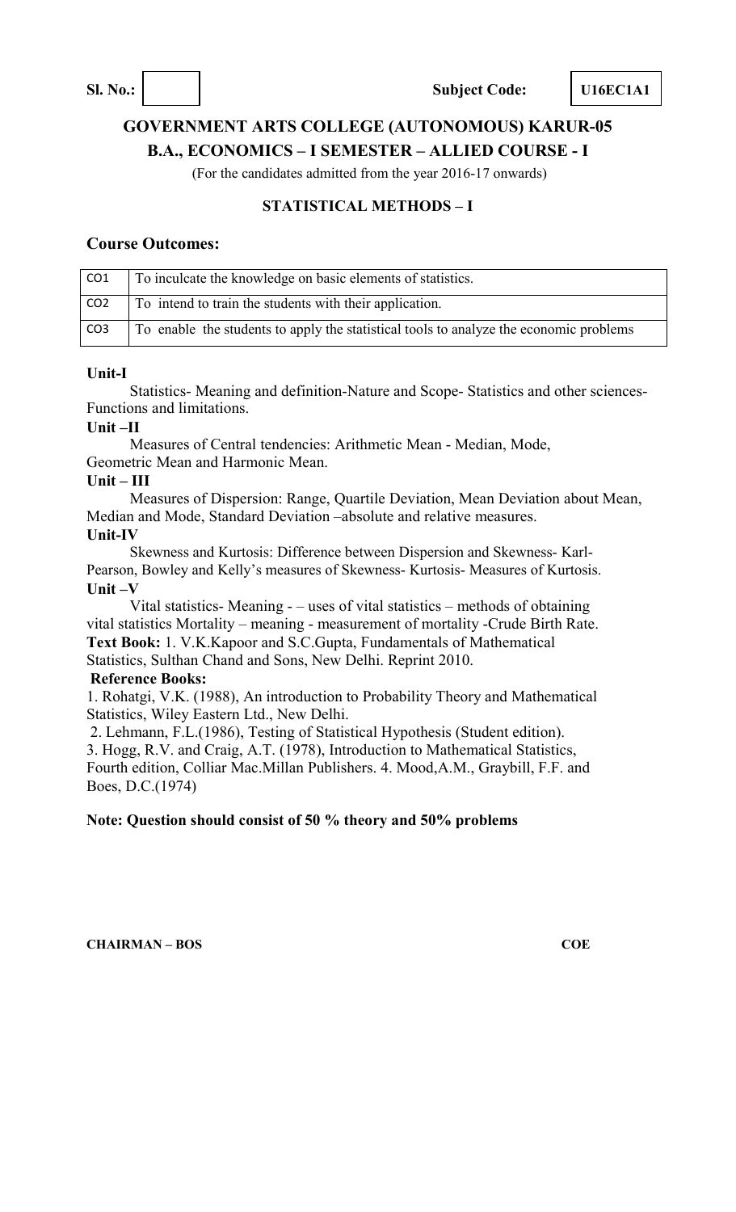**Sl. No.:** | | **Subject Code:** **U16EC1A1**

## GOVERNMENT ARTS COLLEGE (AUTONOMOUS) KARUR-05
## B.A., ECONOMICS – I SEMESTER – ALLIED COURSE - I

(For the candidates admitted from the year 2016-17 onwards)

### STATISTICAL METHODS – I

### Course Outcomes:

| CO1 | To inculcate the knowledge on basic elements of statistics. |
|---|---|
| CO2 | To intend to train the students with their application. |
| CO3 | To enable the students to apply the statistical tools to analyze the economic problems |

**Unit-I**

Statistics- Meaning and definition-Nature and Scope- Statistics and other sciences- Functions and limitations.

**Unit –II**

Measures of Central tendencies: Arithmetic Mean - Median, Mode, Geometric Mean and Harmonic Mean.

**Unit – III**

Measures of Dispersion: Range, Quartile Deviation, Mean Deviation about Mean, Median and Mode, Standard Deviation –absolute and relative measures.

**Unit-IV**

Skewness and Kurtosis: Difference between Dispersion and Skewness- Karl-Pearson, Bowley and Kelly's measures of Skewness- Kurtosis- Measures of Kurtosis.

**Unit –V**

Vital statistics- Meaning - – uses of vital statistics – methods of obtaining vital statistics Mortality – meaning - measurement of mortality -Crude Birth Rate.

**Text Book:** 1. V.K.Kapoor and S.C.Gupta, Fundamentals of Mathematical Statistics, Sulthan Chand and Sons, New Delhi. Reprint 2010.

**Reference Books:**

1. Rohatgi, V.K. (1988), An introduction to Probability Theory and Mathematical Statistics, Wiley Eastern Ltd., New Delhi.
2. Lehmann, F.L.(1986), Testing of Statistical Hypothesis (Student edition).
3. Hogg, R.V. and Craig, A.T. (1978), Introduction to Mathematical Statistics, Fourth edition, Colliar Mac.Millan Publishers. 4. Mood,A.M., Graybill, F.F. and Boes, D.C.(1974)

**Note: Question should consist of 50 % theory and 50% problems**

**CHAIRMAN – BOS** **COE**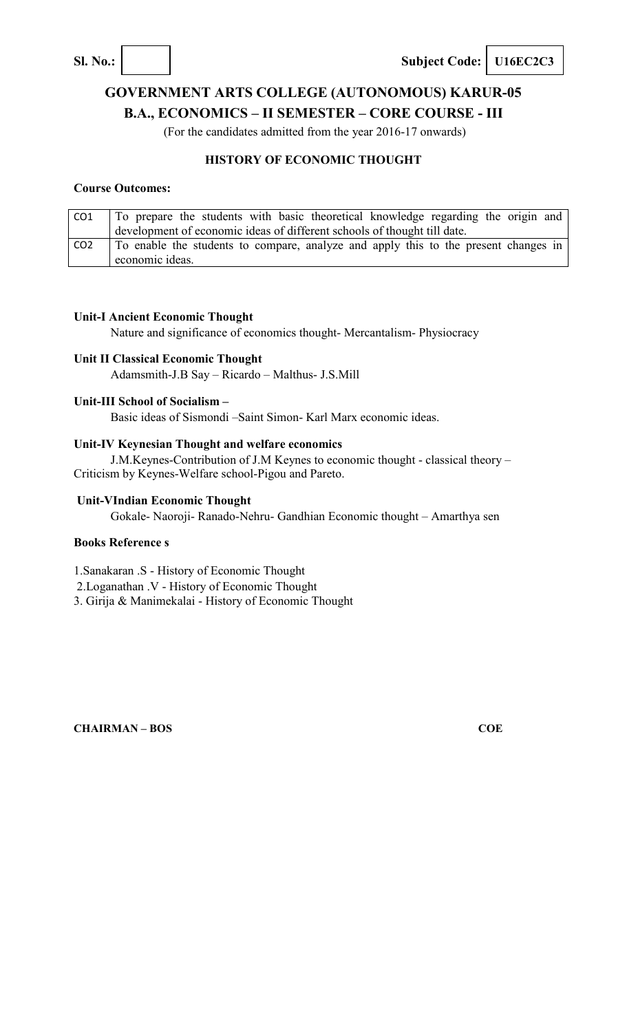**Sl. No.:** | | **Subject Code:** **U16EC2C3**

## GOVERNMENT ARTS COLLEGE (AUTONOMOUS) KARUR-05

## B.A., ECONOMICS – II SEMESTER – CORE COURSE - III

(For the candidates admitted from the year 2016-17 onwards)

### HISTORY OF ECONOMIC THOUGHT

**Course Outcomes:**

| | |
|---|---|
| CO1 | To prepare the students with basic theoretical knowledge regarding the origin and development of economic ideas of different schools of thought till date. |
| CO2 | To enable the students to compare, analyze and apply this to the present changes in economic ideas. |

**Unit-I Ancient Economic Thought**

Nature and significance of economics thought- Mercantalism- Physiocracy

**Unit II Classical Economic Thought**

Adamsmith-J.B Say – Ricardo – Malthus- J.S.Mill

**Unit-III School of Socialism –**

Basic ideas of Sismondi –Saint Simon- Karl Marx economic ideas.

**Unit-IV Keynesian Thought and welfare economics**

J.M.Keynes-Contribution of J.M Keynes to economic thought - classical theory – Criticism by Keynes-Welfare school-Pigou and Pareto.

**Unit-VIndian Economic Thought**

Gokale- Naoroji- Ranado-Nehru- Gandhian Economic thought – Amarthya sen

**Books Reference s**

1. Sanakaran .S - History of Economic Thought
2. Loganathan .V - History of Economic Thought
3. Girija & Manimekalai - History of Economic Thought

**CHAIRMAN – BOS** **COE**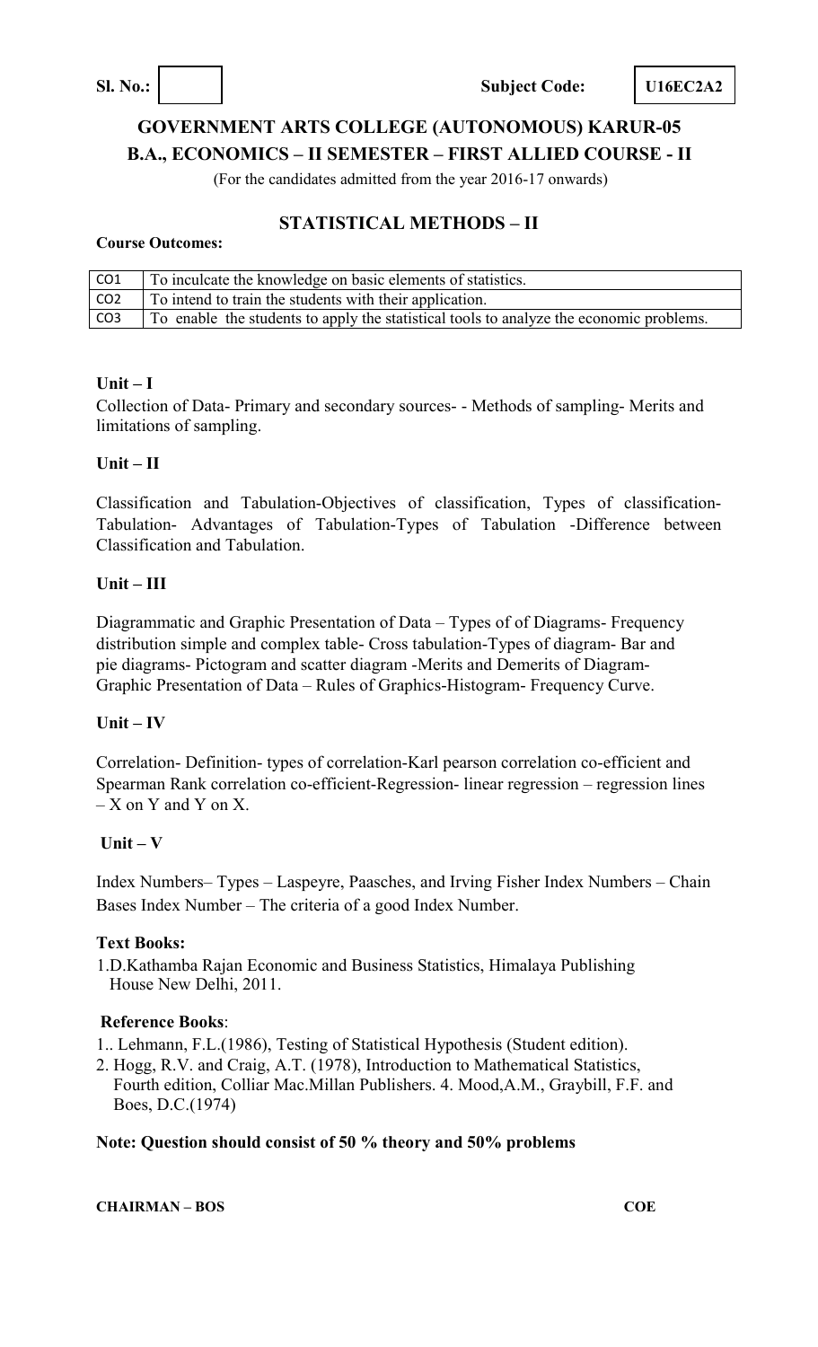**Sl. No.:** | | **Subject Code:** **U16EC2A2**

## GOVERNMENT ARTS COLLEGE (AUTONOMOUS) KARUR-05

## B.A., ECONOMICS – II SEMESTER – FIRST ALLIED COURSE - II

(For the candidates admitted from the year 2016-17 onwards)

## STATISTICAL METHODS – II

**Course Outcomes:**

| | |
|---|---|
| CO1 | To inculcate the knowledge on basic elements of statistics. |
| CO2 | To intend to train the students with their application. |
| CO3 | To enable the students to apply the statistical tools to analyze the economic problems. |

### Unit – I

Collection of Data- Primary and secondary sources- - Methods of sampling- Merits and limitations of sampling.

### Unit – II

Classification and Tabulation-Objectives of classification, Types of classification-Tabulation- Advantages of Tabulation-Types of Tabulation -Difference between Classification and Tabulation.

### Unit – III

Diagrammatic and Graphic Presentation of Data – Types of of Diagrams- Frequency distribution simple and complex table- Cross tabulation-Types of diagram- Bar and pie diagrams- Pictogram and scatter diagram -Merits and Demerits of Diagram-Graphic Presentation of Data – Rules of Graphics-Histogram- Frequency Curve.

### Unit – IV

Correlation- Definition- types of correlation-Karl pearson correlation co-efficient and Spearman Rank correlation co-efficient-Regression- linear regression – regression lines – X on Y and Y on X.

### Unit – V

Index Numbers– Types – Laspeyre, Paasches, and Irving Fisher Index Numbers – Chain Bases Index Number – The criteria of a good Index Number.

**Text Books:**

1.D.Kathamba Rajan Economic and Business Statistics, Himalaya Publishing House New Delhi, 2011.

**Reference Books**:

1.. Lehmann, F.L.(1986), Testing of Statistical Hypothesis (Student edition).
2. Hogg, R.V. and Craig, A.T. (1978), Introduction to Mathematical Statistics, Fourth edition, Colliar Mac.Millan Publishers. 4. Mood,A.M., Graybill, F.F. and Boes, D.C.(1974)

**Note: Question should consist of 50 % theory and 50% problems**

**CHAIRMAN – BOS** **COE**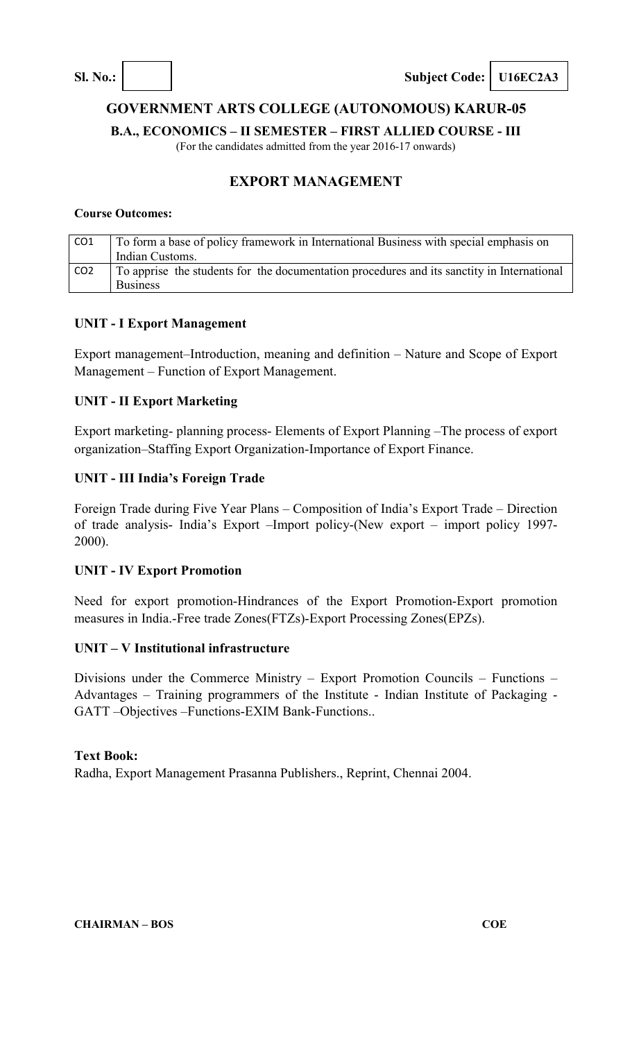**Sl. No.:** | **Subject Code: U16EC2A3**

## GOVERNMENT ARTS COLLEGE (AUTONOMOUS) KARUR-05

**B.A., ECONOMICS – II SEMESTER – FIRST ALLIED COURSE - III**

(For the candidates admitted from the year 2016-17 onwards)

## EXPORT MANAGEMENT

**Course Outcomes:**

| | |
|---|---|
| CO1 | To form a base of policy framework in International Business with special emphasis on Indian Customs. |
| CO2 | To apprise the students for the documentation procedures and its sanctity in International Business |

### UNIT - I Export Management

Export management–Introduction, meaning and definition – Nature and Scope of Export Management – Function of Export Management.

### UNIT - II Export Marketing

Export marketing- planning process- Elements of Export Planning –The process of export organization–Staffing Export Organization-Importance of Export Finance.

### UNIT - III India's Foreign Trade

Foreign Trade during Five Year Plans – Composition of India's Export Trade – Direction of trade analysis- India's Export –Import policy-(New export – import policy 1997-2000).

### UNIT - IV Export Promotion

Need for export promotion-Hindrances of the Export Promotion-Export promotion measures in India.-Free trade Zones(FTZs)-Export Processing Zones(EPZs).

### UNIT – V Institutional infrastructure

Divisions under the Commerce Ministry – Export Promotion Councils – Functions – Advantages – Training programmers of the Institute - Indian Institute of Packaging - GATT –Objectives –Functions-EXIM Bank-Functions..

**Text Book:**

Radha, Export Management Prasanna Publishers., Reprint, Chennai 2004.

**CHAIRMAN – BOS** | **COE**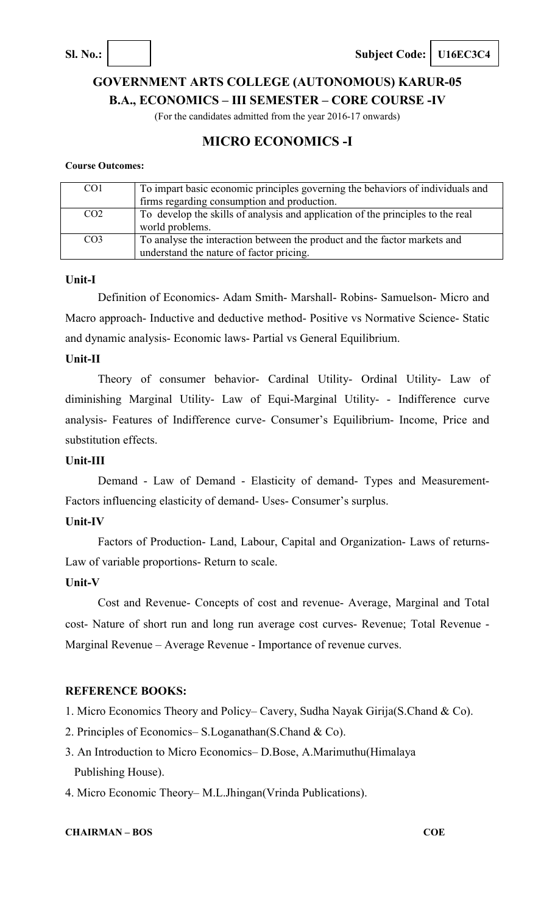**Sl. No.:** | | **Subject Code:** U16EC3C4

## GOVERNMENT ARTS COLLEGE (AUTONOMOUS) KARUR-05
## B.A., ECONOMICS – III SEMESTER – CORE COURSE -IV

(For the candidates admitted from the year 2016-17 onwards)

# MICRO ECONOMICS -I

**Course Outcomes:**

| | |
|---|---|
| CO1 | To impart basic economic principles governing the behaviors of individuals and firms regarding consumption and production. |
| CO2 | To develop the skills of analysis and application of the principles to the real world problems. |
| CO3 | To analyse the interaction between the product and the factor markets and understand the nature of factor pricing. |

**Unit-I**

Definition of Economics- Adam Smith- Marshall- Robins- Samuelson- Micro and Macro approach- Inductive and deductive method- Positive vs Normative Science- Static and dynamic analysis- Economic laws- Partial vs General Equilibrium.

**Unit-II**

Theory of consumer behavior- Cardinal Utility- Ordinal Utility- Law of diminishing Marginal Utility- Law of Equi-Marginal Utility- - Indifference curve analysis- Features of Indifference curve- Consumer's Equilibrium- Income, Price and substitution effects.

**Unit-III**

Demand - Law of Demand - Elasticity of demand- Types and Measurement- Factors influencing elasticity of demand- Uses- Consumer's surplus.

**Unit-IV**

Factors of Production- Land, Labour, Capital and Organization- Laws of returns- Law of variable proportions- Return to scale.

**Unit-V**

Cost and Revenue- Concepts of cost and revenue- Average, Marginal and Total cost- Nature of short run and long run average cost curves- Revenue; Total Revenue - Marginal Revenue – Average Revenue - Importance of revenue curves.

**REFERENCE BOOKS:**

1. Micro Economics Theory and Policy– Cavery, Sudha Nayak Girija(S.Chand & Co).
2. Principles of Economics– S.Loganathan(S.Chand & Co).
3. An Introduction to Micro Economics– D.Bose, A.Marimuthu(Himalaya Publishing House).
4. Micro Economic Theory– M.L.Jhingan(Vrinda Publications).

**CHAIRMAN – BOS** **COE**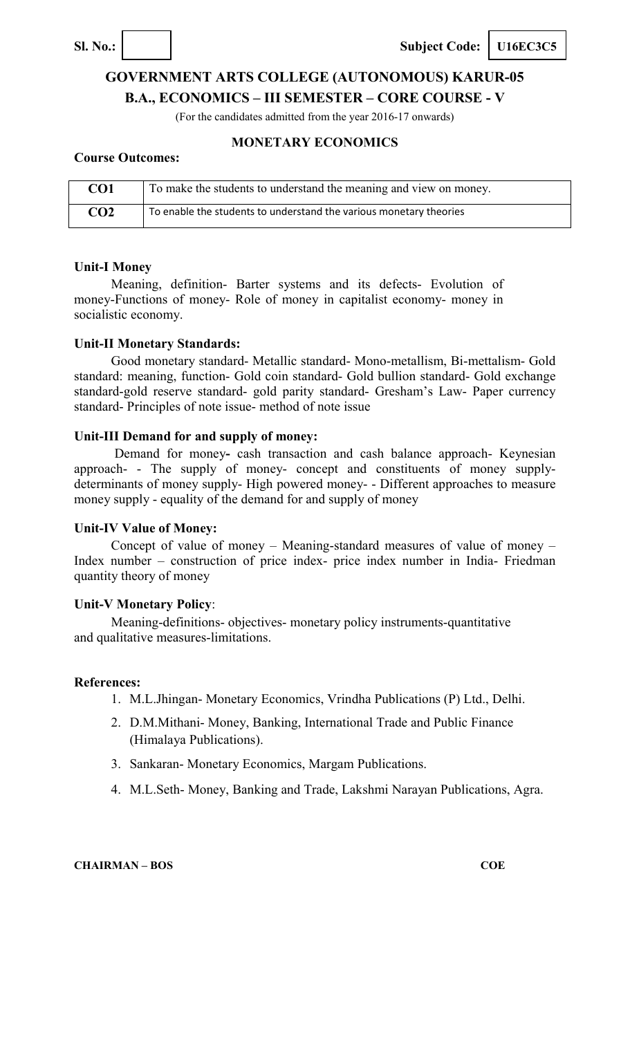**Sl. No.:** | | **Subject Code:** | **U16EC3C5**

# GOVERNMENT ARTS COLLEGE (AUTONOMOUS) KARUR-05

## B.A., ECONOMICS – III SEMESTER – CORE COURSE - V

(For the candidates admitted from the year 2016-17 onwards)

### MONETARY ECONOMICS

**Course Outcomes:**

| | |
|---|---|
| **CO1** | To make the students to understand the meaning and view on money. |
| **CO2** | To enable the students to understand the various monetary theories |

**Unit-I Money**

Meaning, definition- Barter systems and its defects- Evolution of money-Functions of money- Role of money in capitalist economy- money in socialistic economy.

**Unit-II Monetary Standards:**

Good monetary standard- Metallic standard- Mono-metallism, Bi-mettalism- Gold standard: meaning, function- Gold coin standard- Gold bullion standard- Gold exchange standard-gold reserve standard- gold parity standard- Gresham's Law- Paper currency standard- Principles of note issue- method of note issue

**Unit-III Demand for and supply of money:**

Demand for money**-** cash transaction and cash balance approach- Keynesian approach- - The supply of money- concept and constituents of money supply-determinants of money supply- High powered money- - Different approaches to measure money supply - equality of the demand for and supply of money

**Unit-IV Value of Money:**

Concept of value of money – Meaning-standard measures of value of money – Index number – construction of price index- price index number in India- Friedman quantity theory of money

**Unit-V Monetary Policy**:

Meaning-definitions- objectives- monetary policy instruments-quantitative and qualitative measures-limitations.

**References:**

1. M.L.Jhingan- Monetary Economics, Vrindha Publications (P) Ltd., Delhi.
2. D.M.Mithani- Money, Banking, International Trade and Public Finance (Himalaya Publications).
3. Sankaran- Monetary Economics, Margam Publications.
4. M.L.Seth- Money, Banking and Trade, Lakshmi Narayan Publications, Agra.

**CHAIRMAN – BOS** **COE**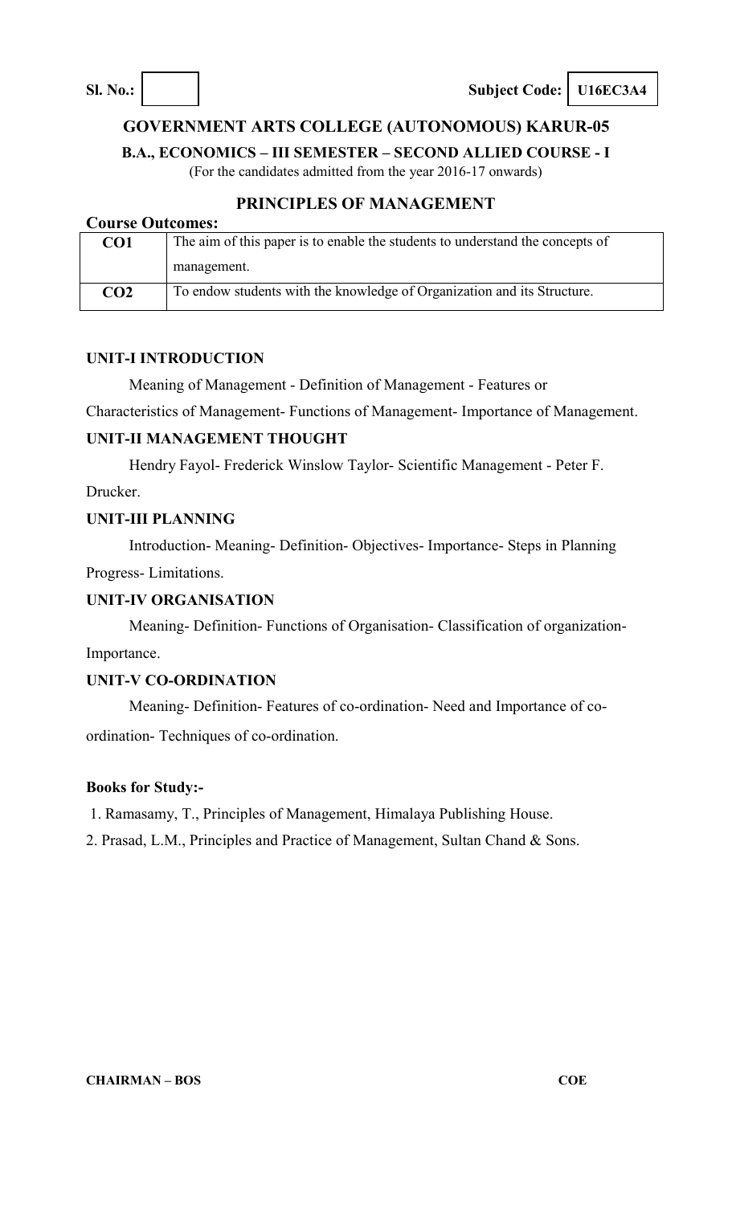**Sl. No.:** | **Subject Code:** **U16EC3A4**

## GOVERNMENT ARTS COLLEGE (AUTONOMOUS) KARUR-05

**B.A., ECONOMICS – III SEMESTER – SECOND ALLIED COURSE - I**

(For the candidates admitted from the year 2016-17 onwards)

## PRINCIPLES OF MANAGEMENT

**Course Outcomes:**

| | |
|---|---|
| **CO1** | The aim of this paper is to enable the students to understand the concepts of management. |
| **CO2** | To endow students with the knowledge of Organization and its Structure. |

### UNIT-I INTRODUCTION

Meaning of Management - Definition of Management - Features or Characteristics of Management- Functions of Management- Importance of Management.

### UNIT-II MANAGEMENT THOUGHT

Hendry Fayol- Frederick Winslow Taylor- Scientific Management - Peter F. Drucker.

### UNIT-III PLANNING

Introduction- Meaning- Definition- Objectives- Importance- Steps in Planning Progress- Limitations.

### UNIT-IV ORGANISATION

Meaning- Definition- Functions of Organisation- Classification of organization- Importance.

### UNIT-V CO-ORDINATION

Meaning- Definition- Features of co-ordination- Need and Importance of co-ordination- Techniques of co-ordination.

**Books for Study:-**

1. Ramasamy, T., Principles of Management, Himalaya Publishing House.
2. Prasad, L.M., Principles and Practice of Management, Sultan Chand & Sons.

**CHAIRMAN – BOS** **COE**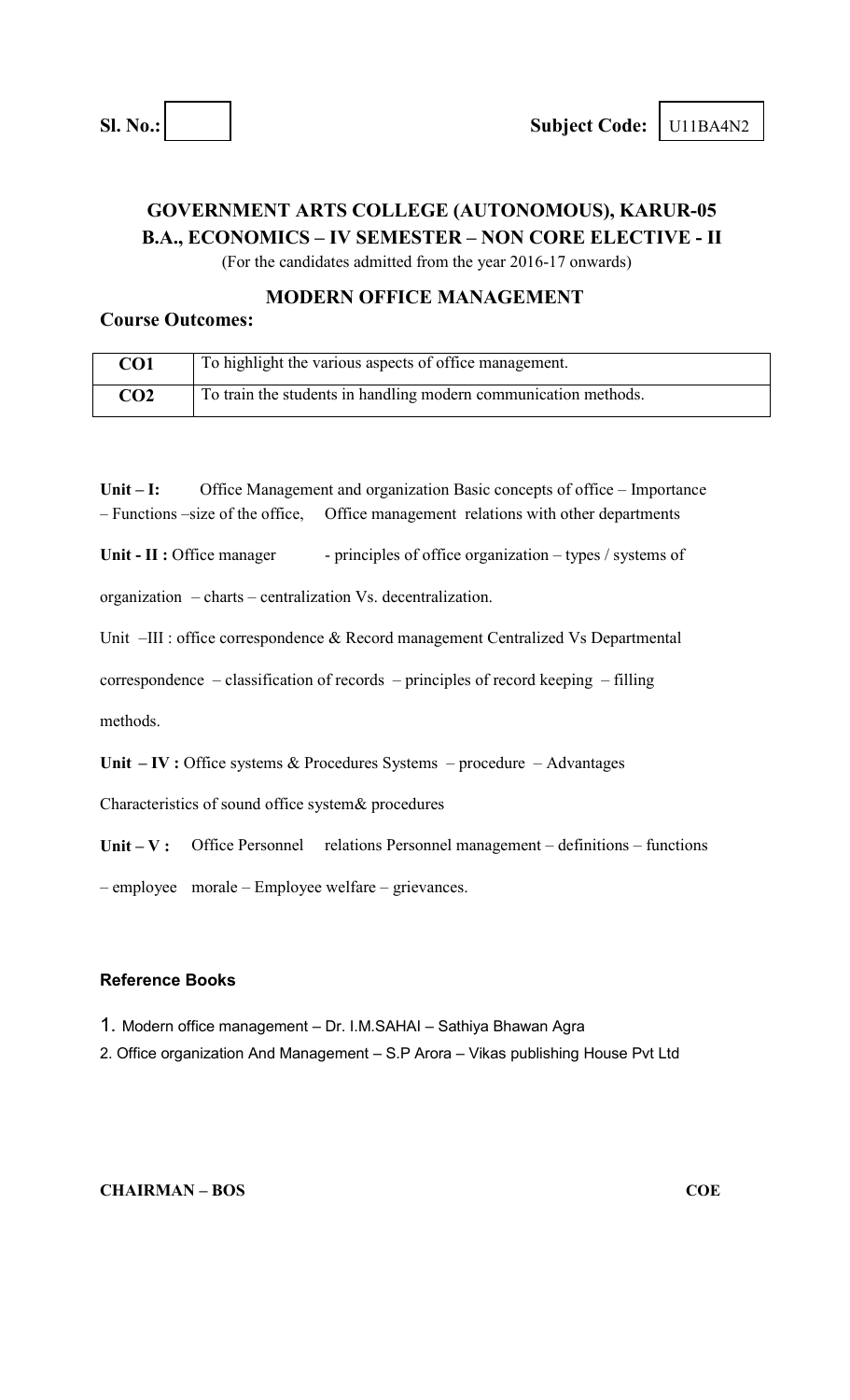**Sl. No.:** | | **Subject Code:** U11BA4N2

## GOVERNMENT ARTS COLLEGE (AUTONOMOUS), KARUR-05
## B.A., ECONOMICS – IV SEMESTER – NON CORE ELECTIVE - II

(For the candidates admitted from the year 2016-17 onwards)

### MODERN OFFICE MANAGEMENT

**Course Outcomes:**

| | |
|---|---|
| **CO1** | To highlight the various aspects of office management. |
| **CO2** | To train the students in handling modern communication methods. |

**Unit – I:** Office Management and organization Basic concepts of office – Importance – Functions –size of the office, Office management relations with other departments

**Unit - II :** Office manager - principles of office organization – types / systems of organization – charts – centralization Vs. decentralization.

Unit –III : office correspondence & Record management Centralized Vs Departmental correspondence – classification of records – principles of record keeping – filling methods.

**Unit – IV :** Office systems & Procedures Systems – procedure – Advantages Characteristics of sound office system& procedures

**Unit – V :** Office Personnel relations Personnel management – definitions – functions – employee morale – Employee welfare – grievances.

**Reference Books**

1. Modern office management – Dr. I.M.SAHAI – Sathiya Bhawan Agra
2. Office organization And Management – S.P Arora – Vikas publishing House Pvt Ltd

**CHAIRMAN – BOS** **COE**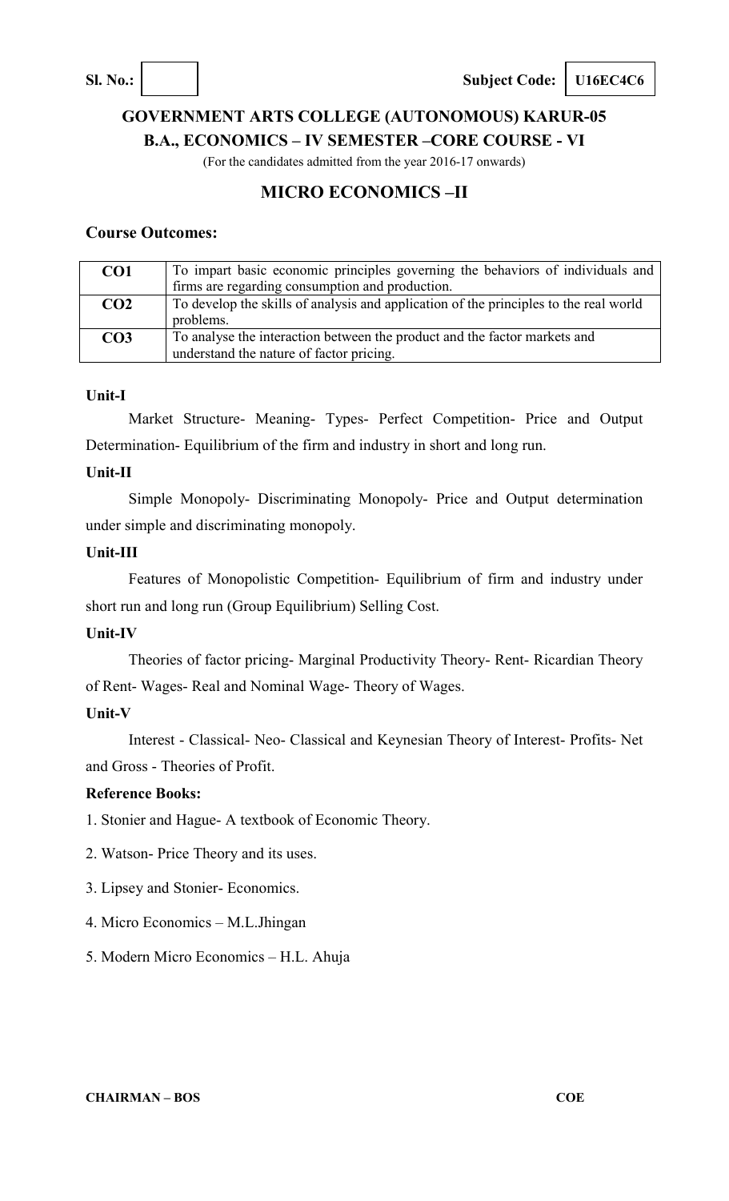**Sl. No.:** | | **Subject Code:** | **U16EC4C6** |

## GOVERNMENT ARTS COLLEGE (AUTONOMOUS) KARUR-05

### B.A., ECONOMICS – IV SEMESTER –CORE COURSE - VI

(For the candidates admitted from the year 2016-17 onwards)

## MICRO ECONOMICS –II

**Course Outcomes:**

| | |
|---|---|
| **CO1** | To impart basic economic principles governing the behaviors of individuals and firms are regarding consumption and production. |
| **CO2** | To develop the skills of analysis and application of the principles to the real world problems. |
| **CO3** | To analyse the interaction between the product and the factor markets and understand the nature of factor pricing. |

**Unit-I**

Market Structure- Meaning- Types- Perfect Competition- Price and Output Determination- Equilibrium of the firm and industry in short and long run.

**Unit-II**

Simple Monopoly- Discriminating Monopoly- Price and Output determination under simple and discriminating monopoly.

**Unit-III**

Features of Monopolistic Competition- Equilibrium of firm and industry under short run and long run (Group Equilibrium) Selling Cost.

**Unit-IV**

Theories of factor pricing- Marginal Productivity Theory- Rent- Ricardian Theory of Rent- Wages- Real and Nominal Wage- Theory of Wages.

**Unit-V**

Interest - Classical- Neo- Classical and Keynesian Theory of Interest- Profits- Net and Gross - Theories of Profit.

**Reference Books:**

1. Stonier and Hague- A textbook of Economic Theory.
2. Watson- Price Theory and its uses.
3. Lipsey and Stonier- Economics.
4. Micro Economics – M.L.Jhingan
5. Modern Micro Economics – H.L. Ahuja

**CHAIRMAN – BOS** **COE**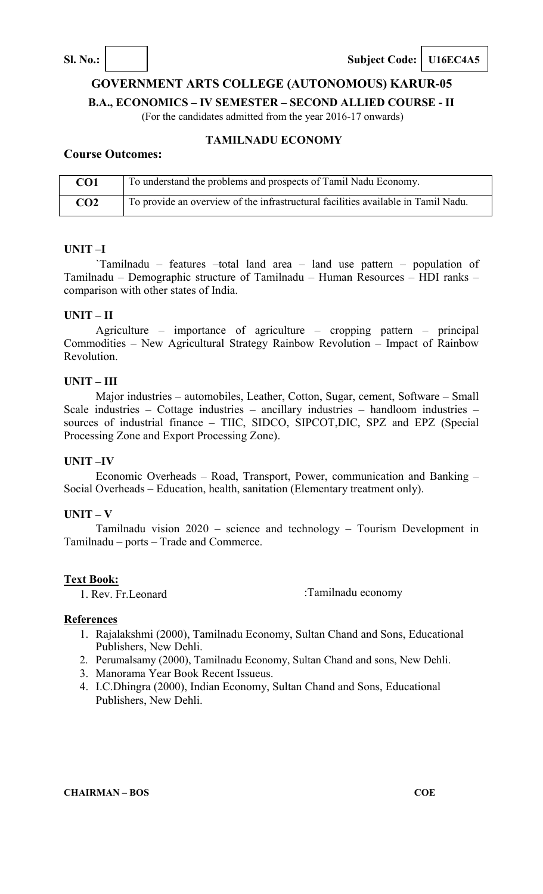**Sl. No.:** | | **Subject Code:** | **U16EC4A5** |

# GOVERNMENT ARTS COLLEGE (AUTONOMOUS) KARUR-05

## B.A., ECONOMICS – IV SEMESTER – SECOND ALLIED COURSE - II

(For the candidates admitted from the year 2016-17 onwards)

### TAMILNADU ECONOMY

**Course Outcomes:**

| CO1 | To understand the problems and prospects of Tamil Nadu Economy. |
|---|---|
| **CO2** | To provide an overview of the infrastructural facilities available in Tamil Nadu. |

**UNIT –I**

`Tamilnadu – features –total land area – land use pattern – population of Tamilnadu – Demographic structure of Tamilnadu – Human Resources – HDI ranks – comparison with other states of India.

**UNIT – II**

Agriculture – importance of agriculture – cropping pattern – principal Commodities – New Agricultural Strategy Rainbow Revolution – Impact of Rainbow Revolution.

**UNIT – III**

Major industries – automobiles, Leather, Cotton, Sugar, cement, Software – Small Scale industries – Cottage industries – ancillary industries – handloom industries – sources of industrial finance – TIIC, SIDCO, SIPCOT,DIC, SPZ and EPZ (Special Processing Zone and Export Processing Zone).

**UNIT –IV**

Economic Overheads – Road, Transport, Power, communication and Banking – Social Overheads – Education, health, sanitation (Elementary treatment only).

**UNIT – V**

Tamilnadu vision 2020 – science and technology – Tourism Development in Tamilnadu – ports – Trade and Commerce.

**Text Book:**

1. Rev. Fr.Leonard :Tamilnadu economy

**References**

1. Rajalakshmi (2000), Tamilnadu Economy, Sultan Chand and Sons, Educational Publishers, New Dehli.
2. Perumalsamy (2000), Tamilnadu Economy, Sultan Chand and sons, New Dehli.
3. Manorama Year Book Recent Issueus.
4. I.C.Dhingra (2000), Indian Economy, Sultan Chand and Sons, Educational Publishers, New Dehli.

**CHAIRMAN – BOS** **COE**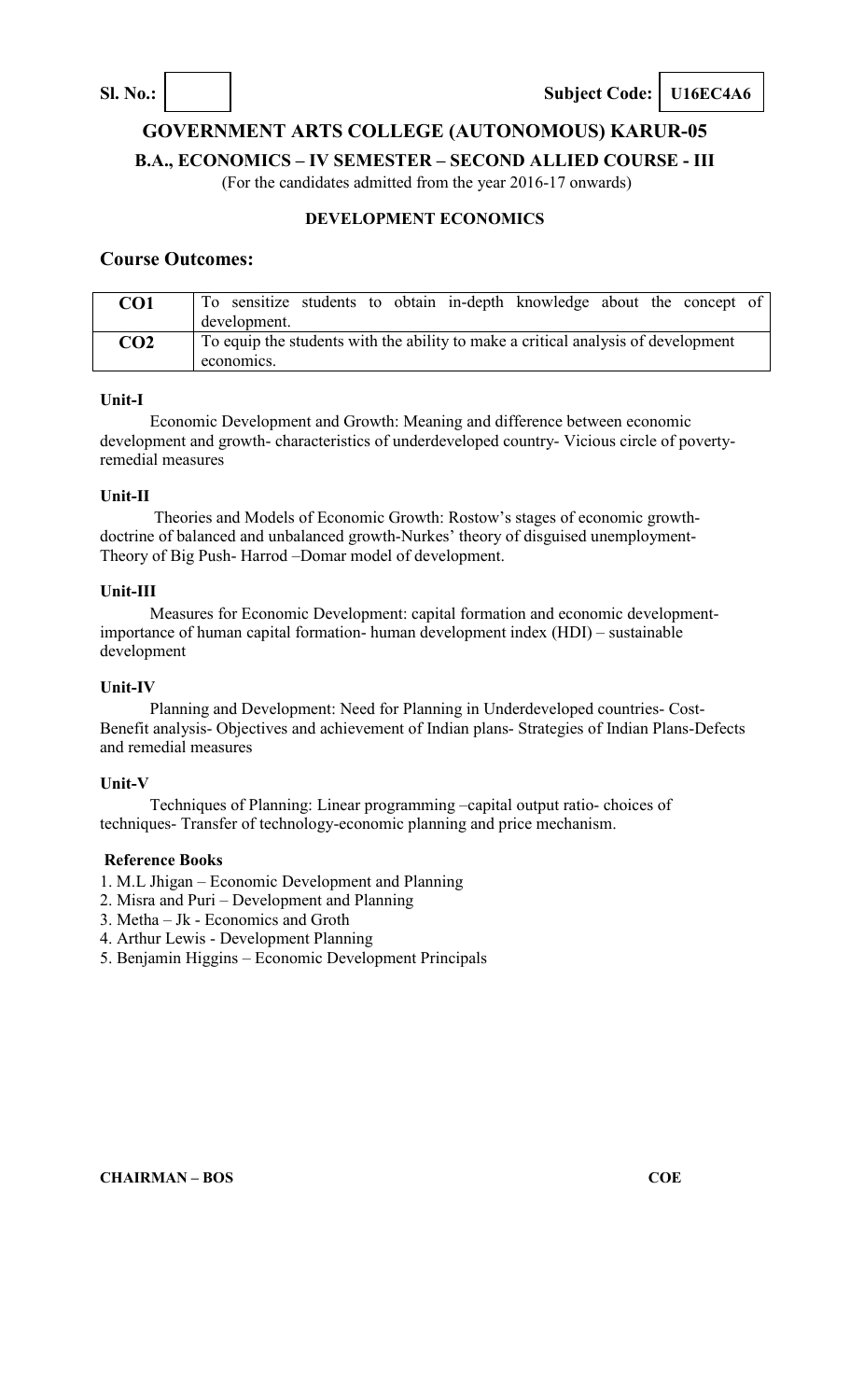**Sl. No.:** | | **Subject Code:** **U16EC4A6**

# GOVERNMENT ARTS COLLEGE (AUTONOMOUS) KARUR-05

## B.A., ECONOMICS – IV SEMESTER – SECOND ALLIED COURSE - III

(For the candidates admitted from the year 2016-17 onwards)

### DEVELOPMENT ECONOMICS

## Course Outcomes:

| | |
|---|---|
| **CO1** | To sensitize students to obtain in-depth knowledge about the concept of development. |
| **CO2** | To equip the students with the ability to make a critical analysis of development economics. |

**Unit-I**

Economic Development and Growth: Meaning and difference between economic development and growth- characteristics of underdeveloped country- Vicious circle of poverty-remedial measures

**Unit-II**

Theories and Models of Economic Growth: Rostow's stages of economic growth-doctrine of balanced and unbalanced growth-Nurkes' theory of disguised unemployment-Theory of Big Push- Harrod –Domar model of development.

**Unit-III**

Measures for Economic Development: capital formation and economic development-importance of human capital formation- human development index (HDI) – sustainable development

**Unit-IV**

Planning and Development: Need for Planning in Underdeveloped countries- Cost-Benefit analysis- Objectives and achievement of Indian plans- Strategies of Indian Plans-Defects and remedial measures

**Unit-V**

Techniques of Planning: Linear programming –capital output ratio- choices of techniques- Transfer of technology-economic planning and price mechanism.

**Reference Books**

1. M.L Jhigan – Economic Development and Planning
2. Misra and Puri – Development and Planning
3. Metha – Jk - Economics and Groth
4. Arthur Lewis - Development Planning
5. Benjamin Higgins – Economic Development Principals

**CHAIRMAN – BOS** **COE**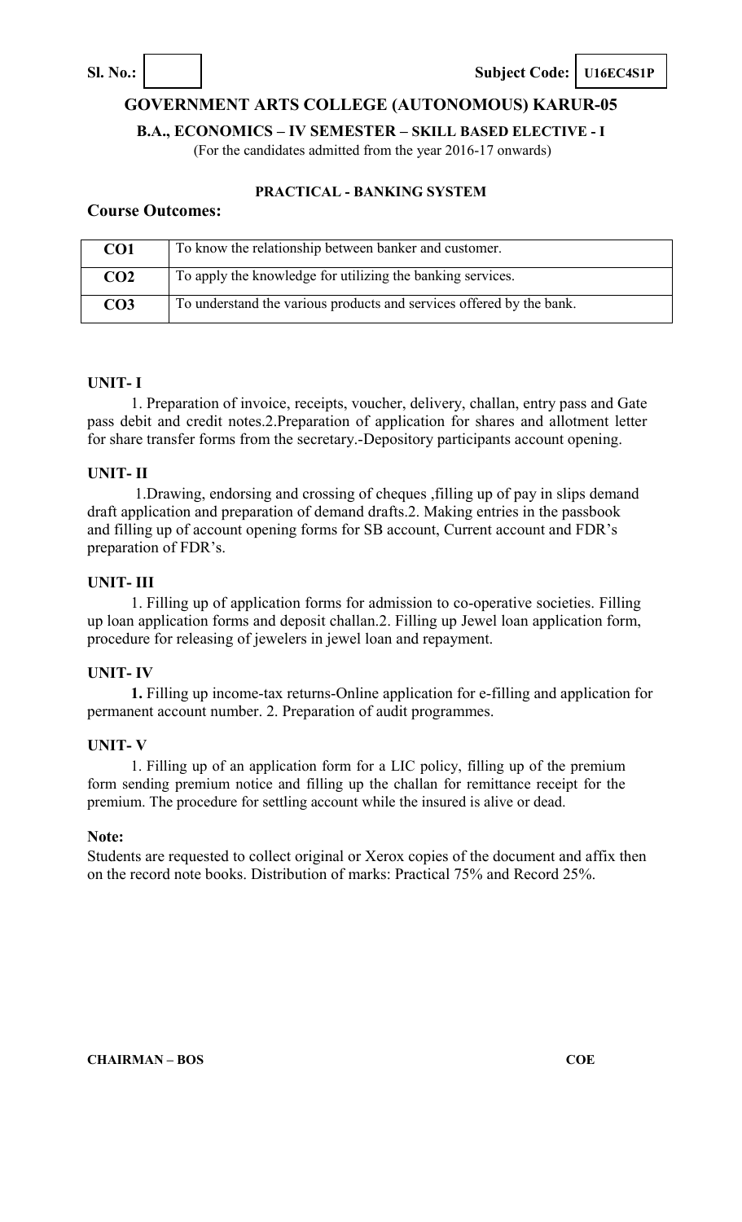**Sl. No.:** | | **Subject Code:** U16EC4S1P

# GOVERNMENT ARTS COLLEGE (AUTONOMOUS) KARUR-05

**B.A., ECONOMICS – IV SEMESTER – SKILL BASED ELECTIVE - I**

(For the candidates admitted from the year 2016-17 onwards)

**PRACTICAL - BANKING SYSTEM**

## Course Outcomes:

| | |
|---|---|
| **CO1** | To know the relationship between banker and customer. |
| **CO2** | To apply the knowledge for utilizing the banking services. |
| **CO3** | To understand the various products and services offered by the bank. |

### UNIT- I

1. Preparation of invoice, receipts, voucher, delivery, challan, entry pass and Gate pass debit and credit notes.2.Preparation of application for shares and allotment letter for share transfer forms from the secretary.-Depository participants account opening.

### UNIT- II

1.Drawing, endorsing and crossing of cheques ,filling up of pay in slips demand draft application and preparation of demand drafts.2. Making entries in the passbook and filling up of account opening forms for SB account, Current account and FDR's preparation of FDR's.

### UNIT- III

1. Filling up of application forms for admission to co-operative societies. Filling up loan application forms and deposit challan.2. Filling up Jewel loan application form, procedure for releasing of jewelers in jewel loan and repayment.

### UNIT- IV

**1.** Filling up income-tax returns-Online application for e-filling and application for permanent account number. 2. Preparation of audit programmes.

### UNIT- V

1. Filling up of an application form for a LIC policy, filling up of the premium form sending premium notice and filling up the challan for remittance receipt for the premium. The procedure for settling account while the insured is alive or dead.

**Note:**

Students are requested to collect original or Xerox copies of the document and affix then on the record note books. Distribution of marks: Practical 75% and Record 25%.

**CHAIRMAN – BOS** **COE**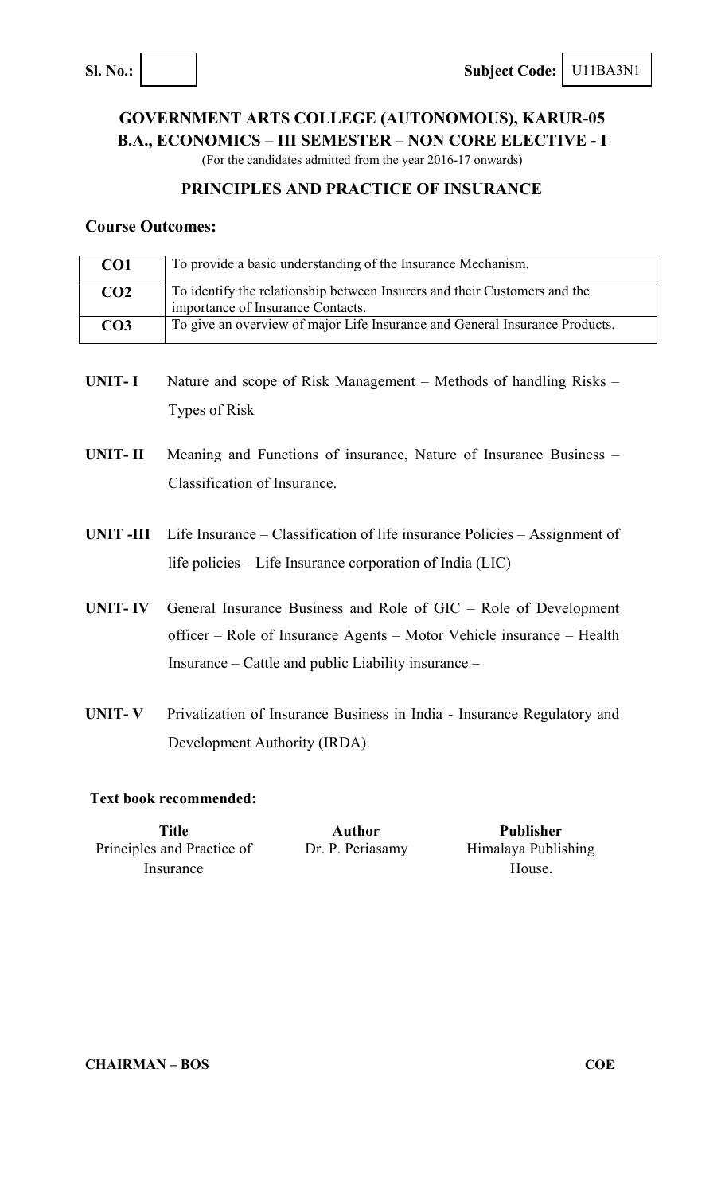**Sl. No.:** | **Subject Code:** U11BA3N1

## GOVERNMENT ARTS COLLEGE (AUTONOMOUS), KARUR-05

### B.A., ECONOMICS – III SEMESTER – NON CORE ELECTIVE - I

(For the candidates admitted from the year 2016-17 onwards)

### PRINCIPLES AND PRACTICE OF INSURANCE

**Course Outcomes:**

| | |
|---|---|
| **CO1** | To provide a basic understanding of the Insurance Mechanism. |
| **CO2** | To identify the relationship between Insurers and their Customers and the importance of Insurance Contacts. |
| **CO3** | To give an overview of major Life Insurance and General Insurance Products. |

**UNIT- I** Nature and scope of Risk Management – Methods of handling Risks – Types of Risk

**UNIT- II** Meaning and Functions of insurance, Nature of Insurance Business – Classification of Insurance.

**UNIT -III** Life Insurance – Classification of life insurance Policies – Assignment of life policies – Life Insurance corporation of India (LIC)

**UNIT- IV** General Insurance Business and Role of GIC – Role of Development officer – Role of Insurance Agents – Motor Vehicle insurance – Health Insurance – Cattle and public Liability insurance –

**UNIT- V** Privatization of Insurance Business in India - Insurance Regulatory and Development Authority (IRDA).

**Text book recommended:**

| Title | Author | Publisher |
|---|---|---|
| Principles and Practice of Insurance | Dr. P. Periasamy | Himalaya Publishing House. |

**CHAIRMAN – BOS** **COE**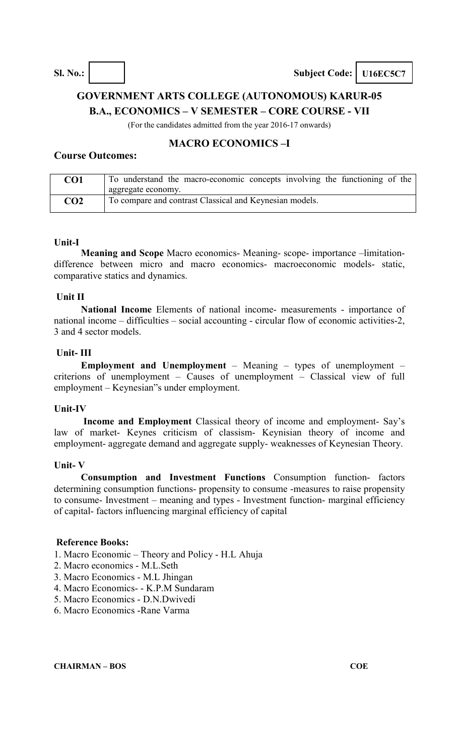**Sl. No.:** | | **Subject Code:** **U16EC5C7**

## GOVERNMENT ARTS COLLEGE (AUTONOMOUS) KARUR-05
## B.A., ECONOMICS – V SEMESTER – CORE COURSE - VII

(For the candidates admitted from the year 2016-17 onwards)

### MACRO ECONOMICS –I

**Course Outcomes:**

| | |
|---|---|
| **CO1** | To understand the macro-economic concepts involving the functioning of the aggregate economy. |
| **CO2** | To compare and contrast Classical and Keynesian models. |

**Unit-I**

**Meaning and Scope** Macro economics- Meaning- scope- importance –limitation- difference between micro and macro economics- macroeconomic models- static, comparative statics and dynamics.

**Unit II**

**National Income** Elements of national income- measurements - importance of national income – difficulties – social accounting - circular flow of economic activities-2, 3 and 4 sector models.

**Unit- III**

**Employment and Unemployment** – Meaning – types of unemployment – criterions of unemployment – Causes of unemployment – Classical view of full employment – Keynesian"s under employment.

**Unit-IV**

**Income and Employment** Classical theory of income and employment- Say's law of market- Keynes criticism of classism- Keynisian theory of income and employment- aggregate demand and aggregate supply- weaknesses of Keynesian Theory.

**Unit- V**

**Consumption and Investment Functions** Consumption function- factors determining consumption functions- propensity to consume -measures to raise propensity to consume- Investment – meaning and types - Investment function- marginal efficiency of capital- factors influencing marginal efficiency of capital

**Reference Books:**

1. Macro Economic – Theory and Policy - H.L Ahuja
2. Macro economics - M.L.Seth
3. Macro Economics - M.L Jhingan
4. Macro Economics- - K.P.M Sundaram
5. Macro Economics - D.N.Dwivedi
6. Macro Economics -Rane Varma

**CHAIRMAN – BOS** **COE**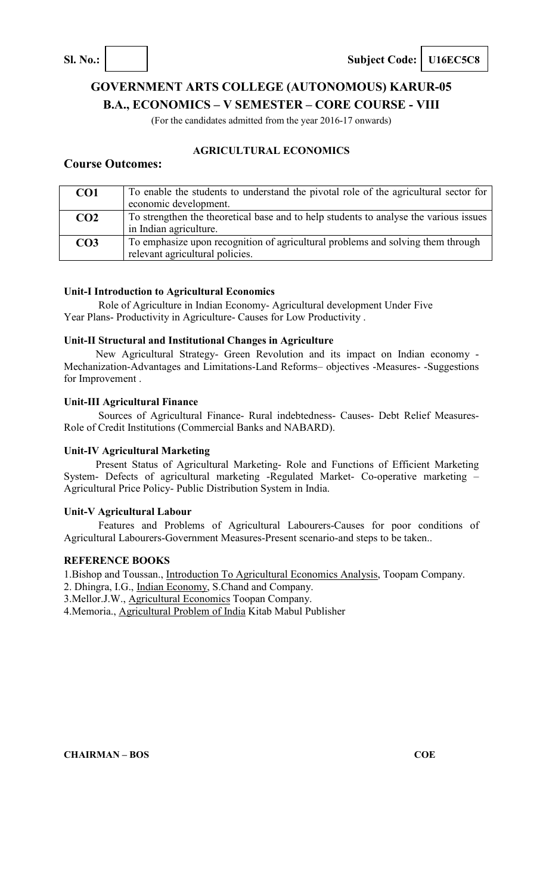**Sl. No.:** | | **Subject Code:** | **U16EC5C8** |

## GOVERNMENT ARTS COLLEGE (AUTONOMOUS) KARUR-05

## B.A., ECONOMICS – V SEMESTER – CORE COURSE - VIII

(For the candidates admitted from the year 2016-17 onwards)

### AGRICULTURAL ECONOMICS

### Course Outcomes:

| | |
|---|---|
| **CO1** | To enable the students to understand the pivotal role of the agricultural sector for economic development. |
| **CO2** | To strengthen the theoretical base and to help students to analyse the various issues in Indian agriculture. |
| **CO3** | To emphasize upon recognition of agricultural problems and solving them through relevant agricultural policies. |

**Unit-I Introduction to Agricultural Economics**

Role of Agriculture in Indian Economy- Agricultural development Under Five Year Plans- Productivity in Agriculture- Causes for Low Productivity .

**Unit-II Structural and Institutional Changes in Agriculture**

New Agricultural Strategy- Green Revolution and its impact on Indian economy - Mechanization-Advantages and Limitations-Land Reforms– objectives -Measures- -Suggestions for Improvement .

**Unit-III Agricultural Finance**

Sources of Agricultural Finance- Rural indebtedness- Causes- Debt Relief Measures- Role of Credit Institutions (Commercial Banks and NABARD).

**Unit-IV Agricultural Marketing**

Present Status of Agricultural Marketing- Role and Functions of Efficient Marketing System- Defects of agricultural marketing -Regulated Market- Co-operative marketing – Agricultural Price Policy- Public Distribution System in India.

**Unit-V Agricultural Labour**

Features and Problems of Agricultural Labourers-Causes for poor conditions of Agricultural Labourers-Government Measures-Present scenario-and steps to be taken..

**REFERENCE BOOKS**

1.Bishop and Toussan., Introduction To Agricultural Economics Analysis, Toopam Company.

2. Dhingra, I.G., Indian Economy, S.Chand and Company.

3.Mellor.J.W., Agricultural Economics Toopan Company.

4.Memoria., Agricultural Problem of India Kitab Mabul Publisher

**CHAIRMAN – BOS** **COE**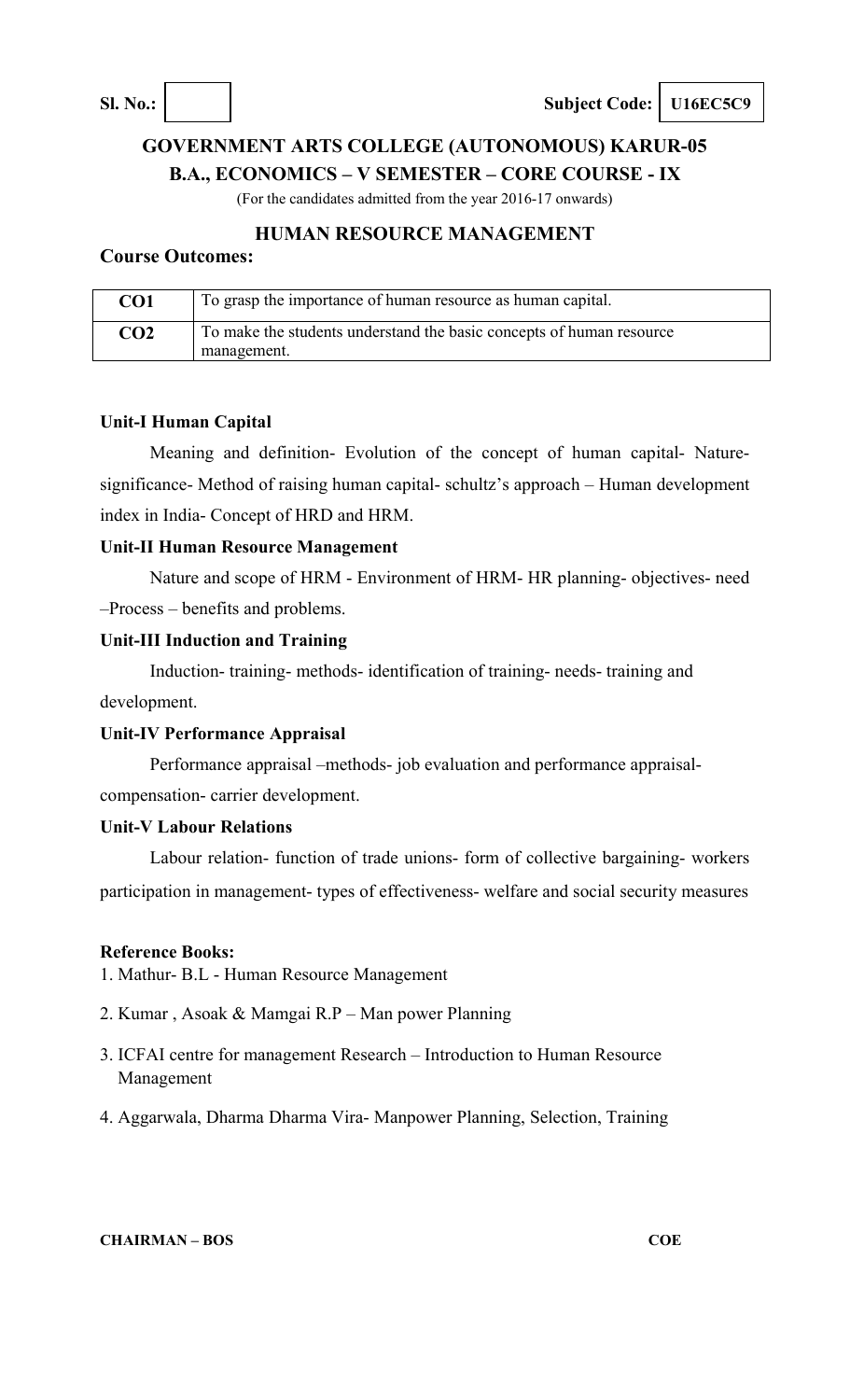**Sl. No.:** **Subject Code: U16EC5C9**

## GOVERNMENT ARTS COLLEGE (AUTONOMOUS) KARUR-05
## B.A., ECONOMICS – V SEMESTER – CORE COURSE - IX

(For the candidates admitted from the year 2016-17 onwards)

### HUMAN RESOURCE MANAGEMENT

**Course Outcomes:**

| | |
|---|---|
| **CO1** | To grasp the importance of human resource as human capital. |
| **CO2** | To make the students understand the basic concepts of human resource management. |

**Unit-I Human Capital**

Meaning and definition- Evolution of the concept of human capital- Nature-significance- Method of raising human capital- schultz's approach – Human development index in India- Concept of HRD and HRM.

**Unit-II Human Resource Management**

Nature and scope of HRM - Environment of HRM- HR planning- objectives- need –Process – benefits and problems.

**Unit-III Induction and Training**

Induction- training- methods- identification of training- needs- training and development.

**Unit-IV Performance Appraisal**

Performance appraisal –methods- job evaluation and performance appraisal-compensation- carrier development.

**Unit-V Labour Relations**

Labour relation- function of trade unions- form of collective bargaining- workers participation in management- types of effectiveness- welfare and social security measures

**Reference Books:**

1. Mathur- B.L - Human Resource Management
2. Kumar , Asoak & Mamgai R.P – Man power Planning
3. ICFAI centre for management Research – Introduction to Human Resource Management
4. Aggarwala, Dharma Dharma Vira- Manpower Planning, Selection, Training

**CHAIRMAN – BOS** **COE**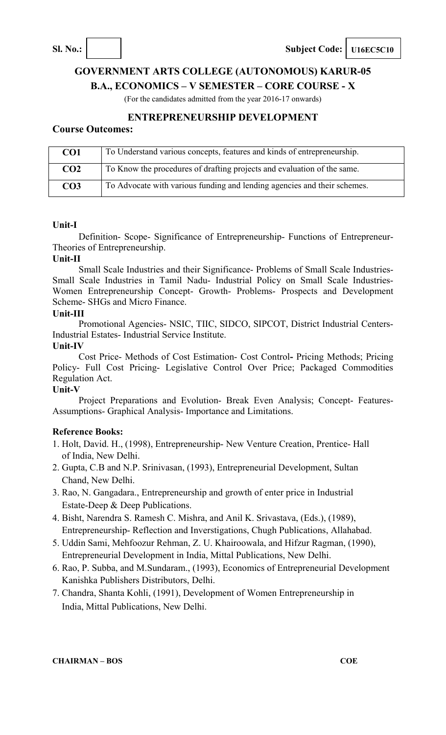**Sl. No.:** | | **Subject Code:** **U16EC5C10**

## GOVERNMENT ARTS COLLEGE (AUTONOMOUS) KARUR-05

## B.A., ECONOMICS – V SEMESTER – CORE COURSE - X

(For the candidates admitted from the year 2016-17 onwards)

## ENTREPRENEURSHIP DEVELOPMENT

**Course Outcomes:**

| | |
|---|---|
| **CO1** | To Understand various concepts, features and kinds of entrepreneurship. |
| **CO2** | To Know the procedures of drafting projects and evaluation of the same. |
| **CO3** | To Advocate with various funding and lending agencies and their schemes. |

**Unit-I**

Definition- Scope- Significance of Entrepreneurship- Functions of Entrepreneur- Theories of Entrepreneurship.

**Unit-II**

Small Scale Industries and their Significance- Problems of Small Scale Industries- Small Scale Industries in Tamil Nadu- Industrial Policy on Small Scale Industries- Women Entrepreneurship Concept- Growth- Problems- Prospects and Development Scheme- SHGs and Micro Finance.

**Unit-III**

Promotional Agencies- NSIC, TIIC, SIDCO, SIPCOT, District Industrial Centers- Industrial Estates- Industrial Service Institute.

**Unit-IV**

Cost Price- Methods of Cost Estimation- Cost Control**-** Pricing Methods; Pricing Policy- Full Cost Pricing- Legislative Control Over Price; Packaged Commodities Regulation Act.

**Unit-V**

Project Preparations and Evolution- Break Even Analysis; Concept- Features- Assumptions- Graphical Analysis- Importance and Limitations.

**Reference Books:**

1. Holt, David. H., (1998), Entrepreneurship- New Venture Creation, Prentice- Hall of India, New Delhi.
2. Gupta, C.B and N.P. Srinivasan, (1993), Entrepreneurial Development, Sultan Chand, New Delhi.
3. Rao, N. Gangadara., Entrepreneurship and growth of enter price in Industrial Estate-Deep & Deep Publications.
4. Bisht, Narendra S. Ramesh C. Mishra, and Anil K. Srivastava, (Eds.), (1989), Entrepreneurship- Reflection and Inverstigations, Chugh Publications, Allahabad.
5. Uddin Sami, Mehfoozur Rehman, Z. U. Khairoowala, and Hifzur Ragman, (1990), Entrepreneurial Development in India, Mittal Publications, New Delhi.
6. Rao, P. Subba, and M.Sundaram., (1993), Economics of Entrepreneurial Development Kanishka Publishers Distributors, Delhi.
7. Chandra, Shanta Kohli, (1991), Development of Women Entrepreneurship in India, Mittal Publications, New Delhi.

**CHAIRMAN – BOS** **COE**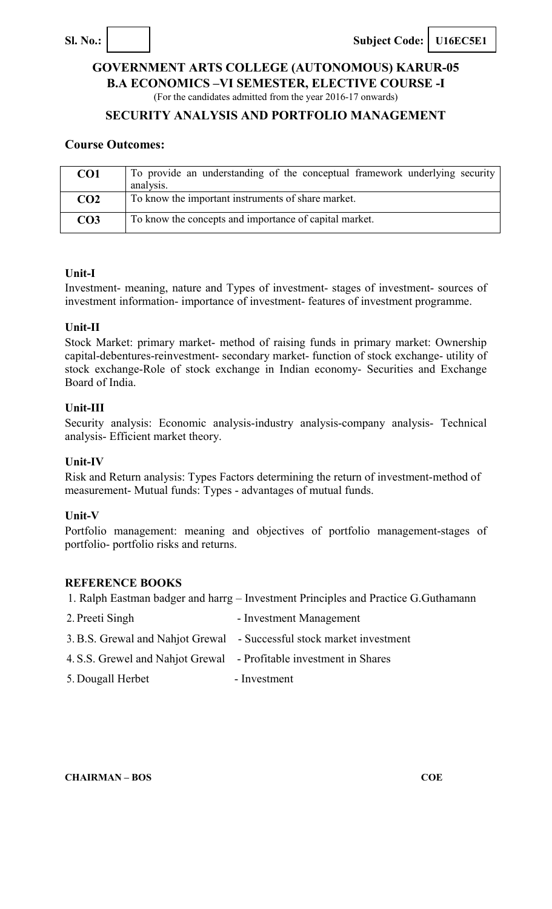**Sl. No.:** | | **Subject Code:** **U16EC5E1**

## GOVERNMENT ARTS COLLEGE (AUTONOMOUS) KARUR-05

### B.A ECONOMICS –VI SEMESTER, ELECTIVE COURSE -I

(For the candidates admitted from the year 2016-17 onwards)

### SECURITY ANALYSIS AND PORTFOLIO MANAGEMENT

### Course Outcomes:

| | |
|---|---|
| **CO1** | To provide an understanding of the conceptual framework underlying security analysis. |
| **CO2** | To know the important instruments of share market. |
| **CO3** | To know the concepts and importance of capital market. |

**Unit-I**

Investment- meaning, nature and Types of investment- stages of investment- sources of investment information- importance of investment- features of investment programme.

**Unit-II**

Stock Market: primary market- method of raising funds in primary market: Ownership capital-debentures-reinvestment- secondary market- function of stock exchange- utility of stock exchange-Role of stock exchange in Indian economy- Securities and Exchange Board of India.

**Unit-III**

Security analysis: Economic analysis-industry analysis-company analysis- Technical analysis- Efficient market theory.

**Unit-IV**

Risk and Return analysis: Types Factors determining the return of investment-method of measurement- Mutual funds: Types - advantages of mutual funds.

**Unit-V**

Portfolio management: meaning and objectives of portfolio management-stages of portfolio- portfolio risks and returns.

**REFERENCE BOOKS**

1. Ralph Eastman badger and harrg – Investment Principles and Practice G.Guthamann
2. Preeti Singh - Investment Management
3. B.S. Grewal and Nahjot Grewal - Successful stock market investment
4. S.S. Grewel and Nahjot Grewal - Profitable investment in Shares
5. Dougall Herbet - Investment

**CHAIRMAN – BOS** **COE**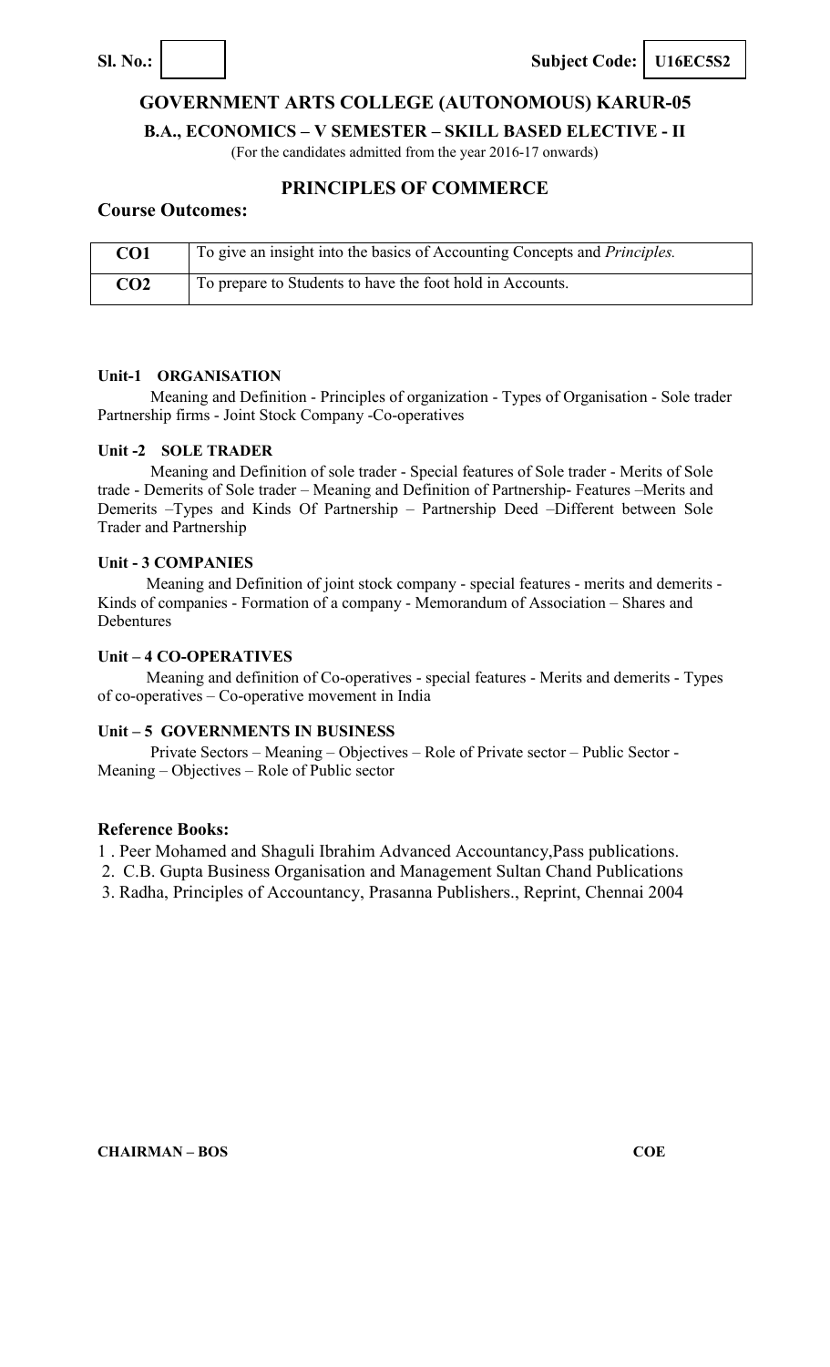**Sl. No.:** | | **Subject Code:** | **U16EC5S2** |

# GOVERNMENT ARTS COLLEGE (AUTONOMOUS) KARUR-05

## B.A., ECONOMICS – V SEMESTER – SKILL BASED ELECTIVE - II

(For the candidates admitted from the year 2016-17 onwards)

## PRINCIPLES OF COMMERCE

### Course Outcomes:

| CO1 | To give an insight into the basics of Accounting Concepts and *Principles.* |
|---|---|
| **CO2** | To prepare to Students to have the foot hold in Accounts. |

**Unit-1 ORGANISATION**

Meaning and Definition - Principles of organization - Types of Organisation - Sole trader Partnership firms - Joint Stock Company -Co-operatives

**Unit -2 SOLE TRADER**

Meaning and Definition of sole trader - Special features of Sole trader - Merits of Sole trade - Demerits of Sole trader – Meaning and Definition of Partnership- Features –Merits and Demerits –Types and Kinds Of Partnership – Partnership Deed –Different between Sole Trader and Partnership

**Unit - 3 COMPANIES**

Meaning and Definition of joint stock company - special features - merits and demerits - Kinds of companies - Formation of a company - Memorandum of Association – Shares and Debentures

**Unit – 4 CO-OPERATIVES**

Meaning and definition of Co-operatives - special features - Merits and demerits - Types of co-operatives – Co-operative movement in India

**Unit – 5 GOVERNMENTS IN BUSINESS**

Private Sectors – Meaning – Objectives – Role of Private sector – Public Sector - Meaning – Objectives – Role of Public sector

### Reference Books:

1. Peer Mohamed and Shaguli Ibrahim Advanced Accountancy,Pass publications.
2. C.B. Gupta Business Organisation and Management Sultan Chand Publications
3. Radha, Principles of Accountancy, Prasanna Publishers., Reprint, Chennai 2004

**CHAIRMAN – BOS** **COE**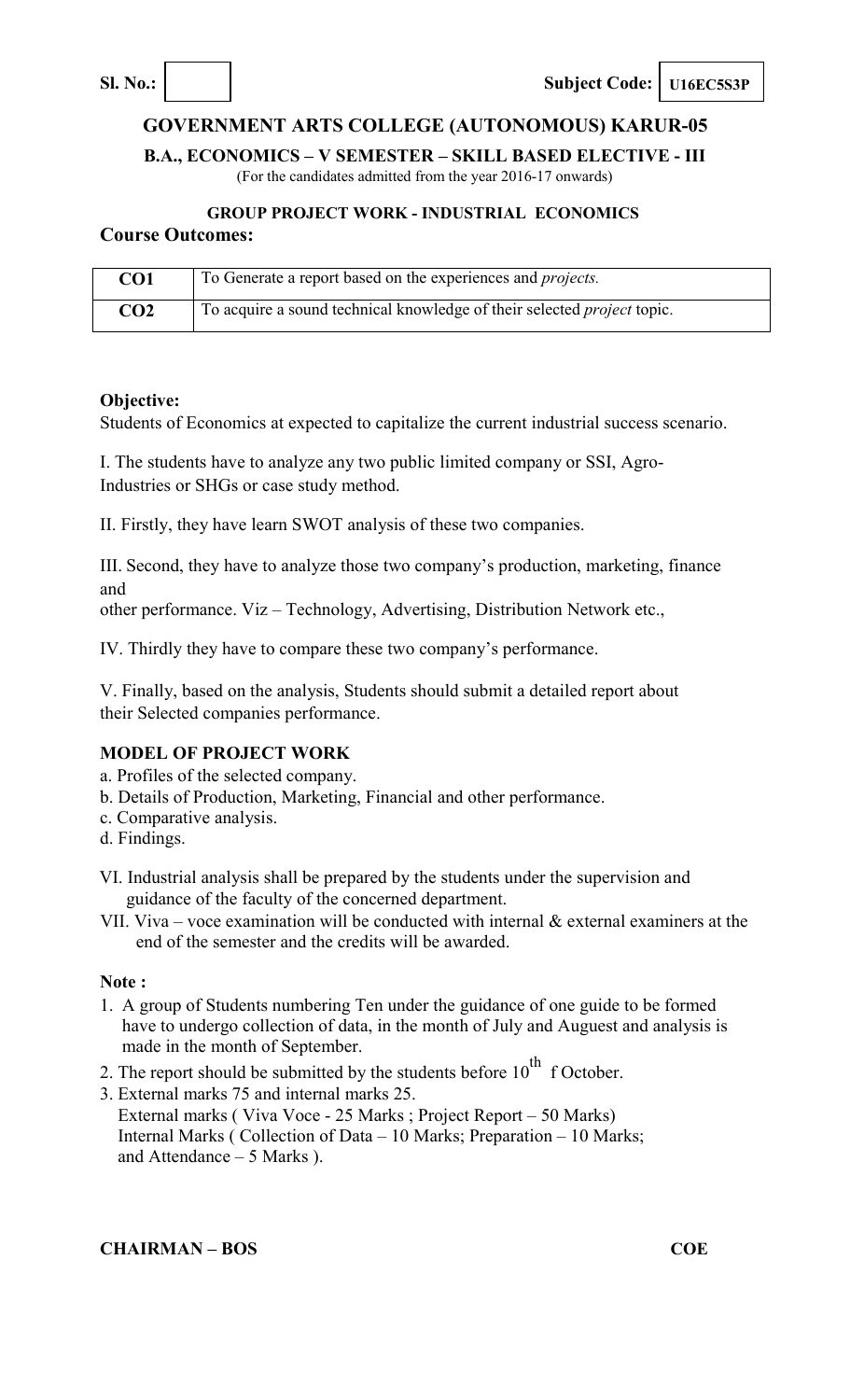**Sl. No.:** &nbsp;&nbsp;&nbsp;&nbsp;&nbsp;&nbsp;&nbsp;&nbsp;&nbsp;&nbsp; **Subject Code: U16EC5S3P**

## GOVERNMENT ARTS COLLEGE (AUTONOMOUS) KARUR-05

**B.A., ECONOMICS – V SEMESTER – SKILL BASED ELECTIVE - III**

(For the candidates admitted from the year 2016-17 onwards)

**GROUP PROJECT WORK - INDUSTRIAL ECONOMICS**

### Course Outcomes:

| CO1 | To Generate a report based on the experiences and *projects.* |
|---|---|
| CO2 | To acquire a sound technical knowledge of their selected *project* topic. |

**Objective:**

Students of Economics at expected to capitalize the current industrial success scenario.

I. The students have to analyze any two public limited company or SSI, Agro-Industries or SHGs or case study method.

II. Firstly, they have learn SWOT analysis of these two companies.

III. Second, they have to analyze those two company's production, marketing, finance and
other performance. Viz – Technology, Advertising, Distribution Network etc.,

IV. Thirdly they have to compare these two company's performance.

V. Finally, based on the analysis, Students should submit a detailed report about their Selected companies performance.

**MODEL OF PROJECT WORK**

a. Profiles of the selected company.
b. Details of Production, Marketing, Financial and other performance.
c. Comparative analysis.
d. Findings.

VI. Industrial analysis shall be prepared by the students under the supervision and guidance of the faculty of the concerned department.

VII. Viva – voce examination will be conducted with internal & external examiners at the end of the semester and the credits will be awarded.

**Note :**

1. A group of Students numbering Ten under the guidance of one guide to be formed have to undergo collection of data, in the month of July and Auguest and analysis is made in the month of September.
2. The report should be submitted by the students before 10th f October.
3. External marks 75 and internal marks 25.
   External marks ( Viva Voce - 25 Marks ; Project Report – 50 Marks)
   Internal Marks ( Collection of Data – 10 Marks; Preparation – 10 Marks; and Attendance – 5 Marks ).

**CHAIRMAN – BOS** &nbsp;&nbsp;&nbsp;&nbsp;&nbsp;&nbsp;&nbsp;&nbsp;&nbsp;&nbsp; **COE**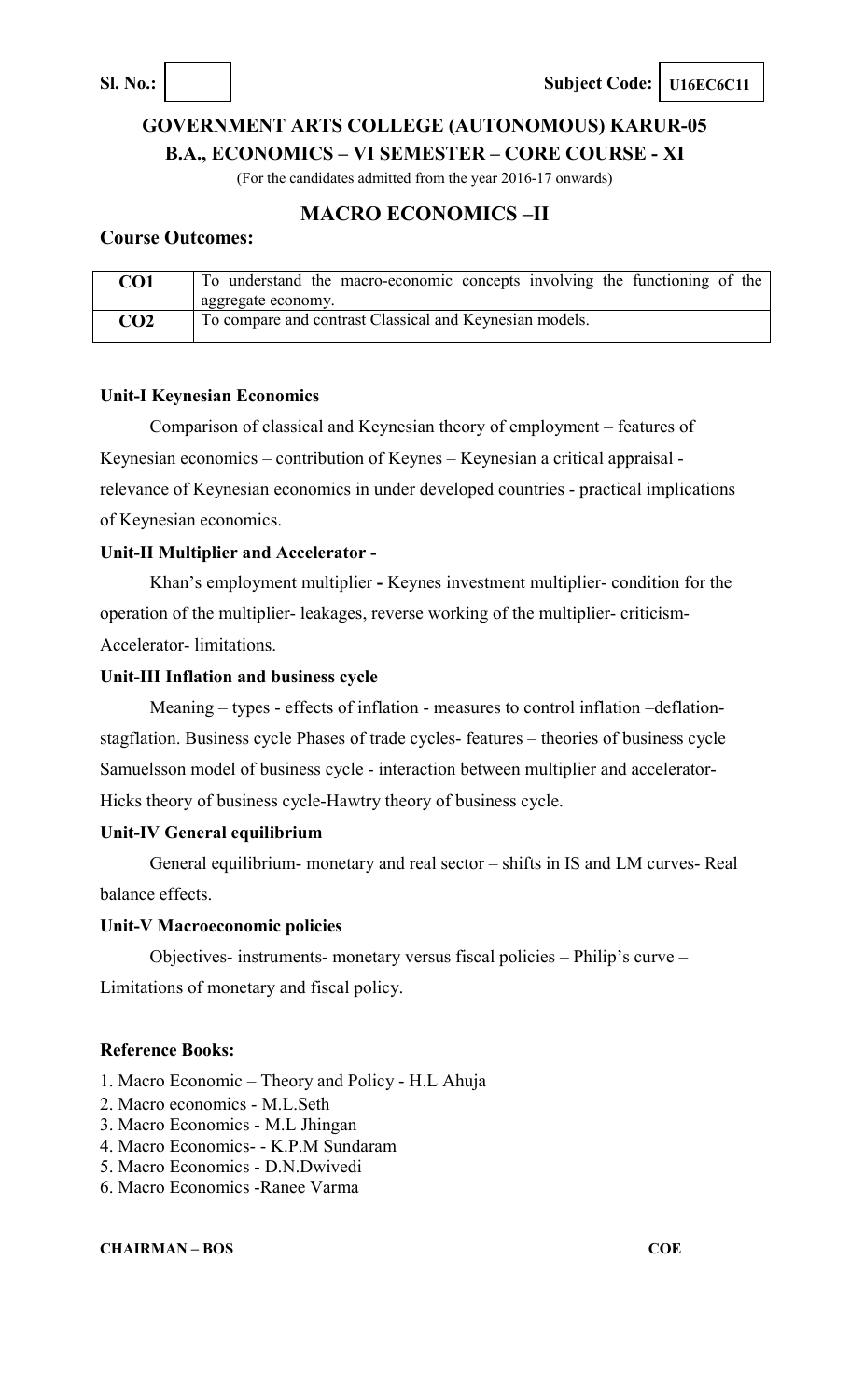**Sl. No.:** | | **Subject Code:** U16EC6C11

**GOVERNMENT ARTS COLLEGE (AUTONOMOUS) KARUR-05**

**B.A., ECONOMICS – VI SEMESTER – CORE COURSE - XI**

(For the candidates admitted from the year 2016-17 onwards)

## MACRO ECONOMICS –II

**Course Outcomes:**

| | |
|---|---|
| **CO1** | To understand the macro-economic concepts involving the functioning of the aggregate economy. |
| **CO2** | To compare and contrast Classical and Keynesian models. |

**Unit-I Keynesian Economics**

Comparison of classical and Keynesian theory of employment – features of Keynesian economics – contribution of Keynes – Keynesian a critical appraisal - relevance of Keynesian economics in under developed countries - practical implications of Keynesian economics.

**Unit-II Multiplier and Accelerator -**

Khan's employment multiplier **-** Keynes investment multiplier- condition for the operation of the multiplier- leakages, reverse working of the multiplier- criticism- Accelerator- limitations.

**Unit-III Inflation and business cycle**

Meaning – types - effects of inflation - measures to control inflation –deflation- stagflation. Business cycle Phases of trade cycles- features – theories of business cycle Samuelsson model of business cycle - interaction between multiplier and accelerator- Hicks theory of business cycle-Hawtry theory of business cycle.

**Unit-IV General equilibrium**

General equilibrium- monetary and real sector – shifts in IS and LM curves- Real balance effects.

**Unit-V Macroeconomic policies**

Objectives- instruments- monetary versus fiscal policies – Philip's curve – Limitations of monetary and fiscal policy.

**Reference Books:**

1. Macro Economic – Theory and Policy - H.L Ahuja
2. Macro economics - M.L.Seth
3. Macro Economics - M.L Jhingan
4. Macro Economics- - K.P.M Sundaram
5. Macro Economics - D.N.Dwivedi
6. Macro Economics -Ranee Varma

**CHAIRMAN – BOS** **COE**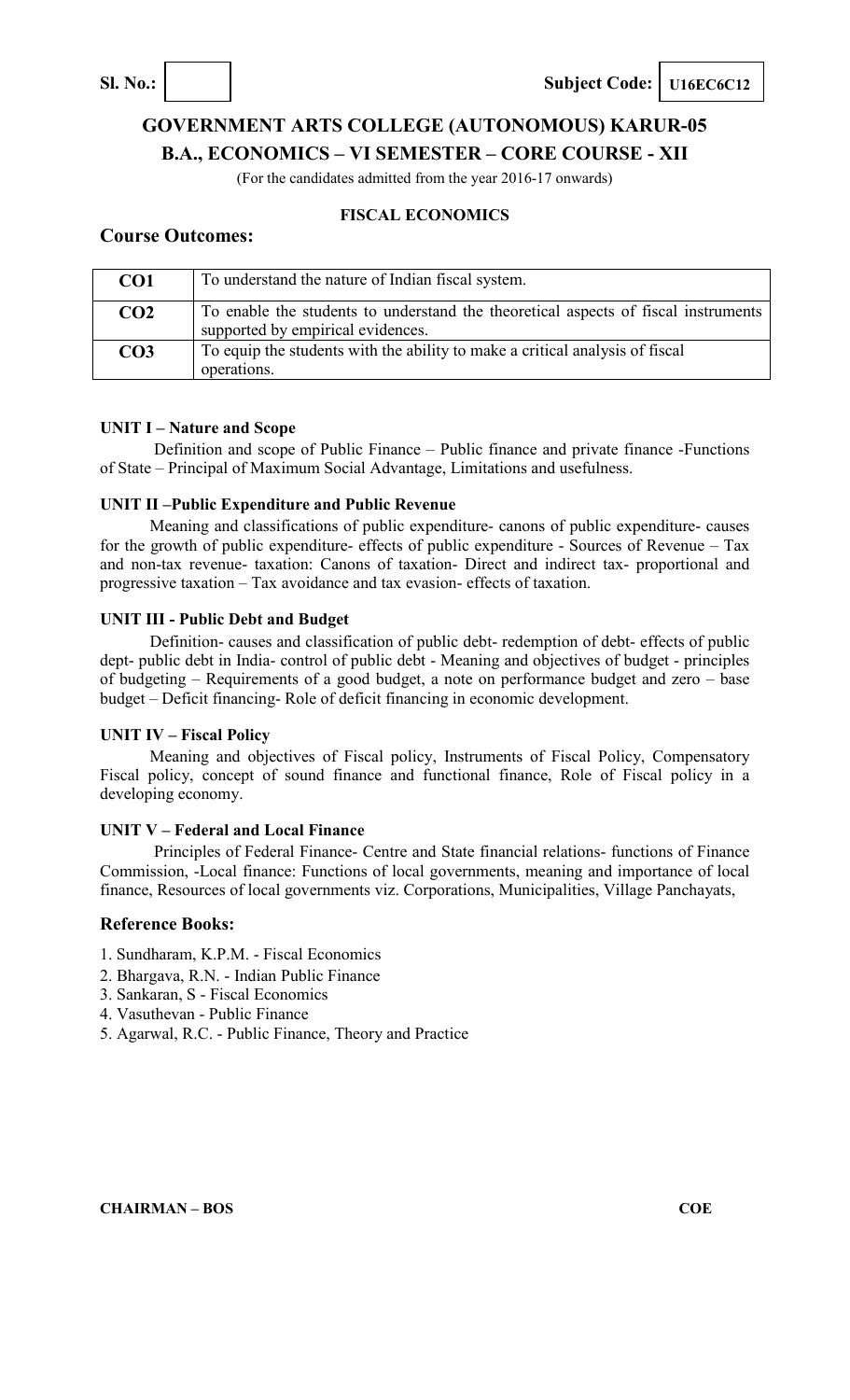**Sl. No.:** | | **Subject Code:** U16EC6C12

# GOVERNMENT ARTS COLLEGE (AUTONOMOUS) KARUR-05

## B.A., ECONOMICS – VI SEMESTER – CORE COURSE - XII

(For the candidates admitted from the year 2016-17 onwards)

### FISCAL ECONOMICS

## Course Outcomes:

| | |
|---|---|
| **CO1** | To understand the nature of Indian fiscal system. |
| **CO2** | To enable the students to understand the theoretical aspects of fiscal instruments supported by empirical evidences. |
| **CO3** | To equip the students with the ability to make a critical analysis of fiscal operations. |

**UNIT I – Nature and Scope**

Definition and scope of Public Finance – Public finance and private finance -Functions of State – Principal of Maximum Social Advantage, Limitations and usefulness.

**UNIT II –Public Expenditure and Public Revenue**

Meaning and classifications of public expenditure- canons of public expenditure- causes for the growth of public expenditure- effects of public expenditure - Sources of Revenue – Tax and non-tax revenue- taxation: Canons of taxation- Direct and indirect tax- proportional and progressive taxation – Tax avoidance and tax evasion- effects of taxation.

**UNIT III - Public Debt and Budget**

Definition- causes and classification of public debt- redemption of debt- effects of public dept- public debt in India- control of public debt - Meaning and objectives of budget - principles of budgeting – Requirements of a good budget, a note on performance budget and zero – base budget – Deficit financing- Role of deficit financing in economic development.

**UNIT IV – Fiscal Policy**

Meaning and objectives of Fiscal policy, Instruments of Fiscal Policy, Compensatory Fiscal policy, concept of sound finance and functional finance, Role of Fiscal policy in a developing economy.

**UNIT V – Federal and Local Finance**

Principles of Federal Finance- Centre and State financial relations- functions of Finance Commission, -Local finance: Functions of local governments, meaning and importance of local finance, Resources of local governments viz. Corporations, Municipalities, Village Panchayats,

## Reference Books:

1. Sundharam, K.P.M. - Fiscal Economics
2. Bhargava, R.N. - Indian Public Finance
3. Sankaran, S - Fiscal Economics
4. Vasuthevan - Public Finance
5. Agarwal, R.C. - Public Finance, Theory and Practice

**CHAIRMAN – BOS** **COE**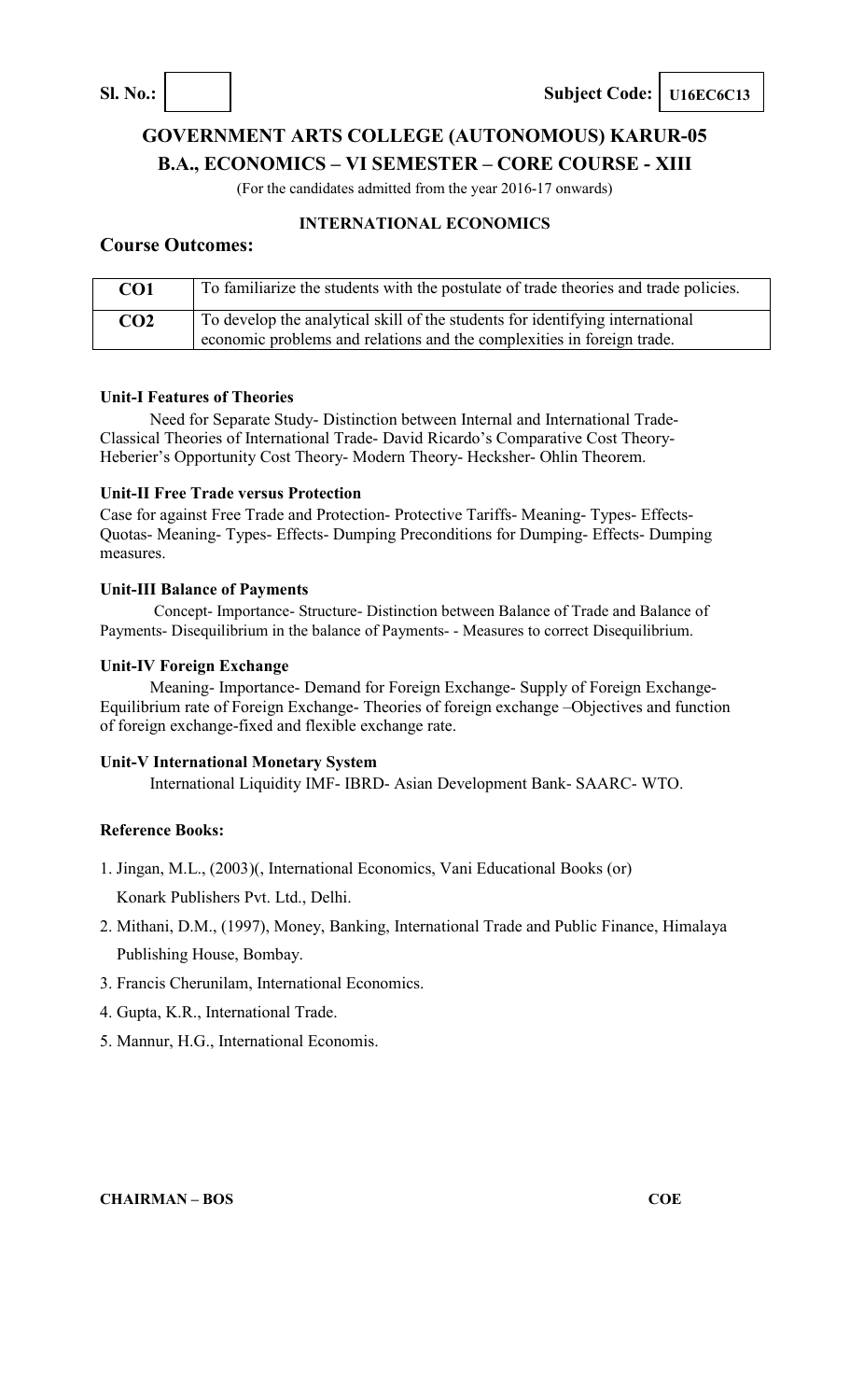**Sl. No.:** | | **Subject Code:** **U16EC6C13**

## GOVERNMENT ARTS COLLEGE (AUTONOMOUS) KARUR-05

## B.A., ECONOMICS – VI SEMESTER – CORE COURSE - XIII

(For the candidates admitted from the year 2016-17 onwards)

### INTERNATIONAL ECONOMICS

### Course Outcomes:

| | |
|---|---|
| **CO1** | To familiarize the students with the postulate of trade theories and trade policies. |
| **CO2** | To develop the analytical skill of the students for identifying international economic problems and relations and the complexities in foreign trade. |

**Unit-I Features of Theories**

Need for Separate Study- Distinction between Internal and International Trade- Classical Theories of International Trade- David Ricardo's Comparative Cost Theory- Heberier's Opportunity Cost Theory- Modern Theory- Hecksher- Ohlin Theorem.

**Unit-II Free Trade versus Protection**

Case for against Free Trade and Protection- Protective Tariffs- Meaning- Types- Effects- Quotas- Meaning- Types- Effects- Dumping Preconditions for Dumping- Effects- Dumping measures.

**Unit-III Balance of Payments**

Concept- Importance- Structure- Distinction between Balance of Trade and Balance of Payments- Disequilibrium in the balance of Payments- - Measures to correct Disequilibrium.

**Unit-IV Foreign Exchange**

Meaning- Importance- Demand for Foreign Exchange- Supply of Foreign Exchange- Equilibrium rate of Foreign Exchange- Theories of foreign exchange –Objectives and function of foreign exchange-fixed and flexible exchange rate.

**Unit-V International Monetary System**

International Liquidity IMF- IBRD- Asian Development Bank- SAARC- WTO.

**Reference Books:**

1. Jingan, M.L., (2003)(, International Economics, Vani Educational Books (or) Konark Publishers Pvt. Ltd., Delhi.
2. Mithani, D.M., (1997), Money, Banking, International Trade and Public Finance, Himalaya Publishing House, Bombay.
3. Francis Cherunilam, International Economics.
4. Gupta, K.R., International Trade.
5. Mannur, H.G., International Economis.

**CHAIRMAN – BOS** **COE**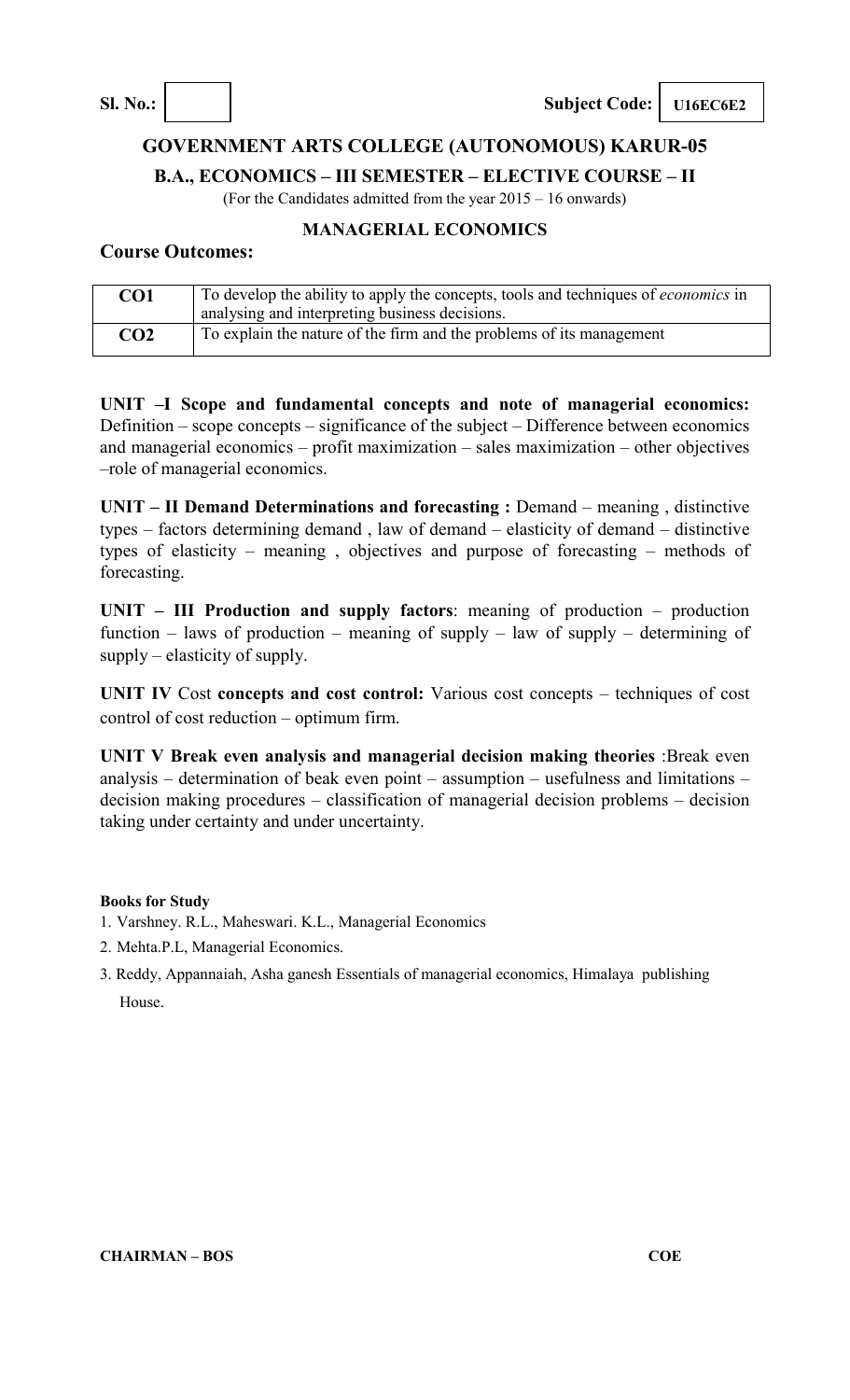**Sl. No.:** | | **Subject Code:** **U16EC6E2**

## GOVERNMENT ARTS COLLEGE (AUTONOMOUS) KARUR-05

### B.A., ECONOMICS – III SEMESTER – ELECTIVE COURSE – II

(For the Candidates admitted from the year 2015 – 16 onwards)

### MANAGERIAL ECONOMICS

**Course Outcomes:**

| | |
|---|---|
| **CO1** | To develop the ability to apply the concepts, tools and techniques of *economics* in analysing and interpreting business decisions. |
| **CO2** | To explain the nature of the firm and the problems of its management |

**UNIT –I Scope and fundamental concepts and note of managerial economics:** Definition – scope concepts – significance of the subject – Difference between economics and managerial economics – profit maximization – sales maximization – other objectives –role of managerial economics.

**UNIT – II Demand Determinations and forecasting :** Demand – meaning , distinctive types – factors determining demand , law of demand – elasticity of demand – distinctive types of elasticity – meaning , objectives and purpose of forecasting – methods of forecasting.

**UNIT – III Production and supply factors**: meaning of production – production function – laws of production – meaning of supply – law of supply – determining of supply – elasticity of supply.

**UNIT IV** Cost **concepts and cost control:** Various cost concepts – techniques of cost control of cost reduction – optimum firm.

**UNIT V Break even analysis and managerial decision making theories** :Break even analysis – determination of beak even point – assumption – usefulness and limitations – decision making procedures – classification of managerial decision problems – decision taking under certainty and under uncertainty.

**Books for Study**

1. Varshney. R.L., Maheswari. K.L., Managerial Economics
2. Mehta.P.L, Managerial Economics.
3. Reddy, Appannaiah, Asha ganesh Essentials of managerial economics, Himalaya publishing House.

**CHAIRMAN – BOS** **COE**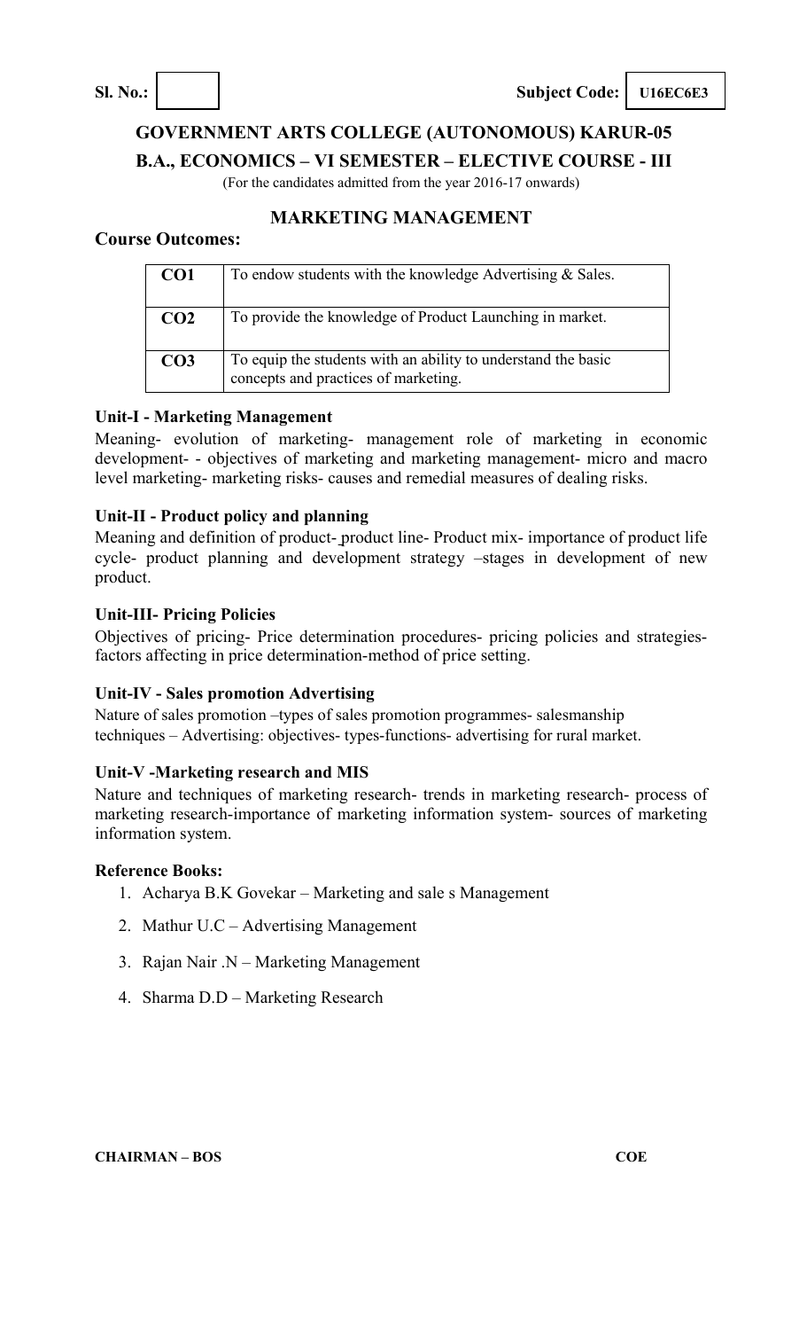**Sl. No.:** | **Subject Code:** U16EC6E3

**GOVERNMENT ARTS COLLEGE (AUTONOMOUS) KARUR-05**

**B.A., ECONOMICS – VI SEMESTER – ELECTIVE COURSE - III**

(For the candidates admitted from the year 2016-17 onwards)

## MARKETING MANAGEMENT

**Course Outcomes:**

| | |
|---|---|
| **CO1** | To endow students with the knowledge Advertising & Sales. |
| **CO2** | To provide the knowledge of Product Launching in market. |
| **CO3** | To equip the students with an ability to understand the basic concepts and practices of marketing. |

**Unit-I - Marketing Management**

Meaning- evolution of marketing- management role of marketing in economic development- - objectives of marketing and marketing management- micro and macro level marketing- marketing risks- causes and remedial measures of dealing risks.

**Unit-II - Product policy and planning**

Meaning and definition of product- product line- Product mix- importance of product life cycle- product planning and development strategy –stages in development of new product.

**Unit-III- Pricing Policies**

Objectives of pricing- Price determination procedures- pricing policies and strategies- factors affecting in price determination-method of price setting.

**Unit-IV - Sales promotion Advertising**

Nature of sales promotion –types of sales promotion programmes- salesmanship techniques – Advertising: objectives- types-functions- advertising for rural market.

**Unit-V -Marketing research and MIS**

Nature and techniques of marketing research- trends in marketing research- process of marketing research-importance of marketing information system- sources of marketing information system.

**Reference Books:**

1. Acharya B.K Govekar – Marketing and sale s Management
2. Mathur U.C – Advertising Management
3. Rajan Nair .N – Marketing Management
4. Sharma D.D – Marketing Research

**CHAIRMAN – BOS** **COE**